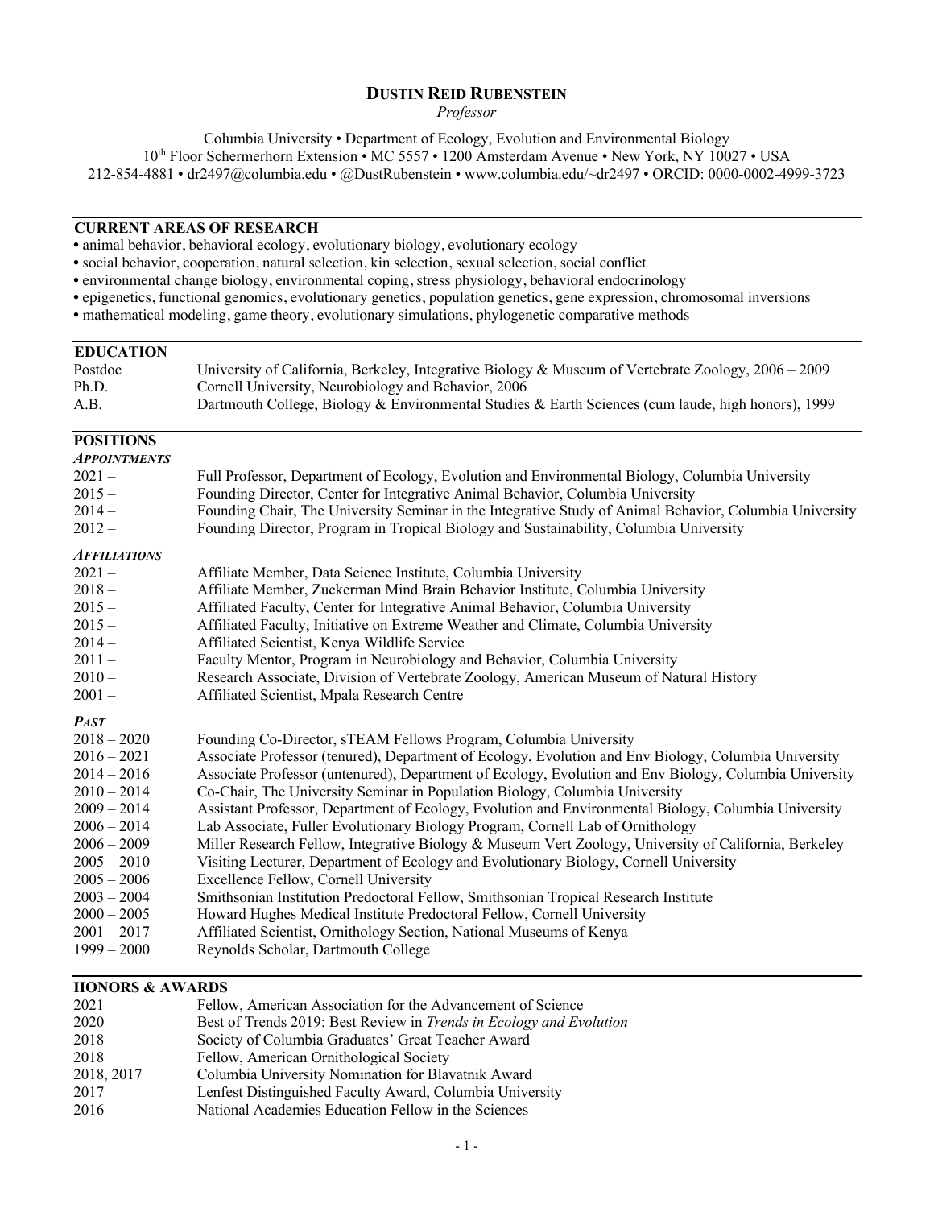# DUSTIN REID RUBENSTEIN

*Professor*

Columbia University • Department of Ecology, Evolution and Environmental Biology
10th Floor Schermerhorn Extension • MC 5557 • 1200 Amsterdam Avenue • New York, NY 10027 • USA
212-854-4881 • dr2497@columbia.edu • @DustRubenstein • www.columbia.edu/~dr2497 • ORCID: 0000-0002-4999-3723

## CURRENT AREAS OF RESEARCH

- animal behavior, behavioral ecology, evolutionary biology, evolutionary ecology
- social behavior, cooperation, natural selection, kin selection, sexual selection, social conflict
- environmental change biology, environmental coping, stress physiology, behavioral endocrinology
- epigenetics, functional genomics, evolutionary genetics, population genetics, gene expression, chromosomal inversions
- mathematical modeling, game theory, evolutionary simulations, phylogenetic comparative methods

## EDUCATION

| | |
|---|---|
| Postdoc | University of California, Berkeley, Integrative Biology & Museum of Vertebrate Zoology, 2006 – 2009 |
| Ph.D. | Cornell University, Neurobiology and Behavior, 2006 |
| A.B. | Dartmouth College, Biology & Environmental Studies & Earth Sciences (cum laude, high honors), 1999 |

## POSITIONS

### *APPOINTMENTS*

| | |
|---|---|
| 2021 – | Full Professor, Department of Ecology, Evolution and Environmental Biology, Columbia University |
| 2015 – | Founding Director, Center for Integrative Animal Behavior, Columbia University |
| 2014 – | Founding Chair, The University Seminar in the Integrative Study of Animal Behavior, Columbia University |
| 2012 – | Founding Director, Program in Tropical Biology and Sustainability, Columbia University |

### *AFFILIATIONS*

| | |
|---|---|
| 2021 – | Affiliate Member, Data Science Institute, Columbia University |
| 2018 – | Affiliate Member, Zuckerman Mind Brain Behavior Institute, Columbia University |
| 2015 – | Affiliated Faculty, Center for Integrative Animal Behavior, Columbia University |
| 2015 – | Affiliated Faculty, Initiative on Extreme Weather and Climate, Columbia University |
| 2014 – | Affiliated Scientist, Kenya Wildlife Service |
| 2011 – | Faculty Mentor, Program in Neurobiology and Behavior, Columbia University |
| 2010 – | Research Associate, Division of Vertebrate Zoology, American Museum of Natural History |
| 2001 – | Affiliated Scientist, Mpala Research Centre |

### *PAST*

| | |
|---|---|
| 2018 – 2020 | Founding Co-Director, sTEAM Fellows Program, Columbia University |
| 2016 – 2021 | Associate Professor (tenured), Department of Ecology, Evolution and Env Biology, Columbia University |
| 2014 – 2016 | Associate Professor (untenured), Department of Ecology, Evolution and Env Biology, Columbia University |
| 2010 – 2014 | Co-Chair, The University Seminar in Population Biology, Columbia University |
| 2009 – 2014 | Assistant Professor, Department of Ecology, Evolution and Environmental Biology, Columbia University |
| 2006 – 2014 | Lab Associate, Fuller Evolutionary Biology Program, Cornell Lab of Ornithology |
| 2006 – 2009 | Miller Research Fellow, Integrative Biology & Museum Vert Zoology, University of California, Berkeley |
| 2005 – 2010 | Visiting Lecturer, Department of Ecology and Evolutionary Biology, Cornell University |
| 2005 – 2006 | Excellence Fellow, Cornell University |
| 2003 – 2004 | Smithsonian Institution Predoctoral Fellow, Smithsonian Tropical Research Institute |
| 2000 – 2005 | Howard Hughes Medical Institute Predoctoral Fellow, Cornell University |
| 2001 – 2017 | Affiliated Scientist, Ornithology Section, National Museums of Kenya |
| 1999 – 2000 | Reynolds Scholar, Dartmouth College |

## HONORS & AWARDS

| | |
|---|---|
| 2021 | Fellow, American Association for the Advancement of Science |
| 2020 | Best of Trends 2019: Best Review in *Trends in Ecology and Evolution* |
| 2018 | Society of Columbia Graduates' Great Teacher Award |
| 2018 | Fellow, American Ornithological Society |
| 2018, 2017 | Columbia University Nomination for Blavatnik Award |
| 2017 | Lenfest Distinguished Faculty Award, Columbia University |
| 2016 | National Academies Education Fellow in the Sciences |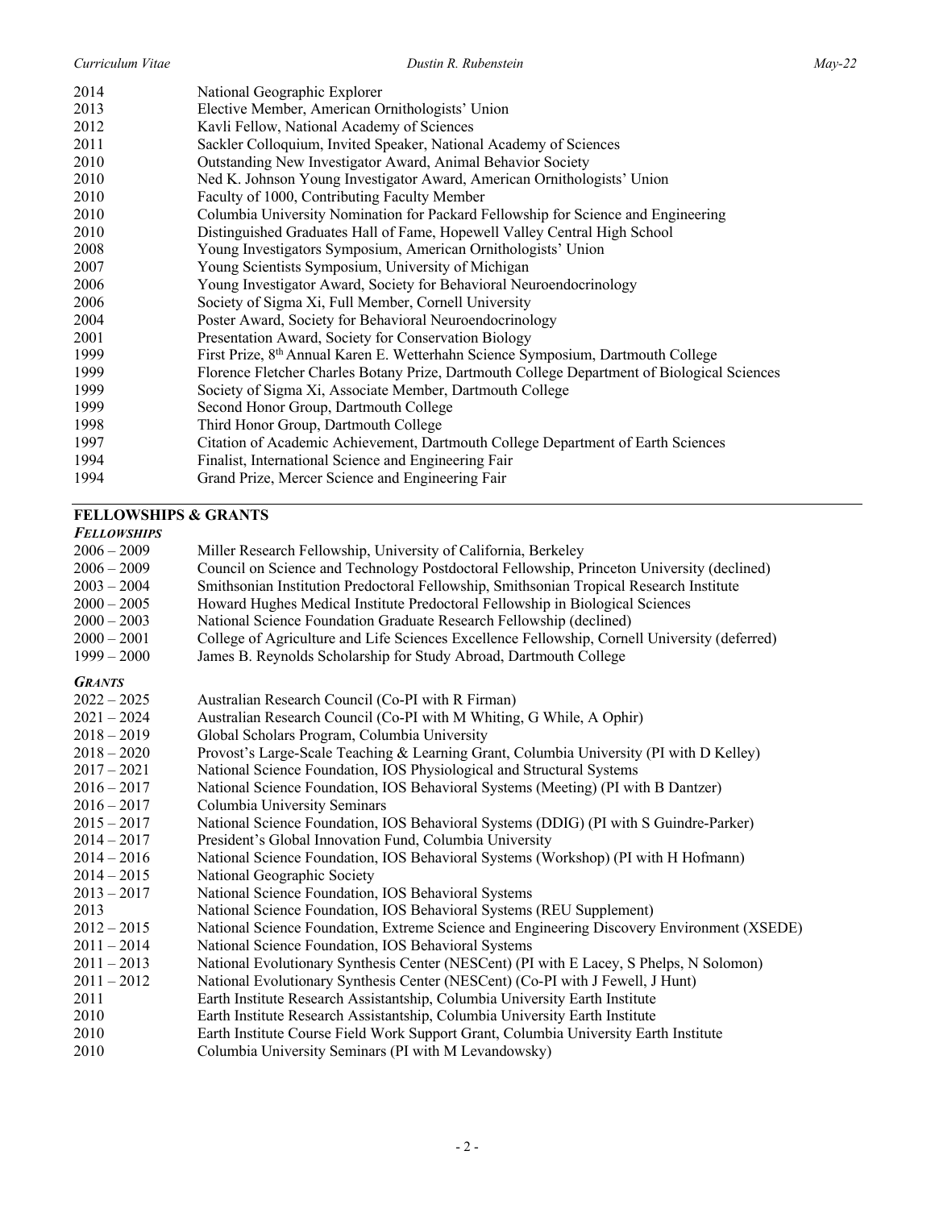| | |
|---|---|
| 2014 | National Geographic Explorer |
| 2013 | Elective Member, American Ornithologists' Union |
| 2012 | Kavli Fellow, National Academy of Sciences |
| 2011 | Sackler Colloquium, Invited Speaker, National Academy of Sciences |
| 2010 | Outstanding New Investigator Award, Animal Behavior Society |
| 2010 | Ned K. Johnson Young Investigator Award, American Ornithologists' Union |
| 2010 | Faculty of 1000, Contributing Faculty Member |
| 2010 | Columbia University Nomination for Packard Fellowship for Science and Engineering |
| 2010 | Distinguished Graduates Hall of Fame, Hopewell Valley Central High School |
| 2008 | Young Investigators Symposium, American Ornithologists' Union |
| 2007 | Young Scientists Symposium, University of Michigan |
| 2006 | Young Investigator Award, Society for Behavioral Neuroendocrinology |
| 2006 | Society of Sigma Xi, Full Member, Cornell University |
| 2004 | Poster Award, Society for Behavioral Neuroendocrinology |
| 2001 | Presentation Award, Society for Conservation Biology |
| 1999 | First Prize, 8th Annual Karen E. Wetterhahn Science Symposium, Dartmouth College |
| 1999 | Florence Fletcher Charles Botany Prize, Dartmouth College Department of Biological Sciences |
| 1999 | Society of Sigma Xi, Associate Member, Dartmouth College |
| 1999 | Second Honor Group, Dartmouth College |
| 1998 | Third Honor Group, Dartmouth College |
| 1997 | Citation of Academic Achievement, Dartmouth College Department of Earth Sciences |
| 1994 | Finalist, International Science and Engineering Fair |
| 1994 | Grand Prize, Mercer Science and Engineering Fair |

## FELLOWSHIPS & GRANTS

### *FELLOWSHIPS*

| | |
|---|---|
| 2006 – 2009 | Miller Research Fellowship, University of California, Berkeley |
| 2006 – 2009 | Council on Science and Technology Postdoctoral Fellowship, Princeton University (declined) |
| 2003 – 2004 | Smithsonian Institution Predoctoral Fellowship, Smithsonian Tropical Research Institute |
| 2000 – 2005 | Howard Hughes Medical Institute Predoctoral Fellowship in Biological Sciences |
| 2000 – 2003 | National Science Foundation Graduate Research Fellowship (declined) |
| 2000 – 2001 | College of Agriculture and Life Sciences Excellence Fellowship, Cornell University (deferred) |
| 1999 – 2000 | James B. Reynolds Scholarship for Study Abroad, Dartmouth College |

### *GRANTS*

| | |
|---|---|
| 2022 – 2025 | Australian Research Council (Co-PI with R Firman) |
| 2021 – 2024 | Australian Research Council (Co-PI with M Whiting, G While, A Ophir) |
| 2018 – 2019 | Global Scholars Program, Columbia University |
| 2018 – 2020 | Provost's Large-Scale Teaching & Learning Grant, Columbia University (PI with D Kelley) |
| 2017 – 2021 | National Science Foundation, IOS Physiological and Structural Systems |
| 2016 – 2017 | National Science Foundation, IOS Behavioral Systems (Meeting) (PI with B Dantzer) |
| 2016 – 2017 | Columbia University Seminars |
| 2015 – 2017 | National Science Foundation, IOS Behavioral Systems (DDIG) (PI with S Guindre-Parker) |
| 2014 – 2017 | President's Global Innovation Fund, Columbia University |
| 2014 – 2016 | National Science Foundation, IOS Behavioral Systems (Workshop) (PI with H Hofmann) |
| 2014 – 2015 | National Geographic Society |
| 2013 – 2017 | National Science Foundation, IOS Behavioral Systems |
| 2013 | National Science Foundation, IOS Behavioral Systems (REU Supplement) |
| 2012 – 2015 | National Science Foundation, Extreme Science and Engineering Discovery Environment (XSEDE) |
| 2011 – 2014 | National Science Foundation, IOS Behavioral Systems |
| 2011 – 2013 | National Evolutionary Synthesis Center (NESCent) (PI with E Lacey, S Phelps, N Solomon) |
| 2011 – 2012 | National Evolutionary Synthesis Center (NESCent) (Co-PI with J Fewell, J Hunt) |
| 2011 | Earth Institute Research Assistantship, Columbia University Earth Institute |
| 2010 | Earth Institute Research Assistantship, Columbia University Earth Institute |
| 2010 | Earth Institute Course Field Work Support Grant, Columbia University Earth Institute |
| 2010 | Columbia University Seminars (PI with M Levandowsky) |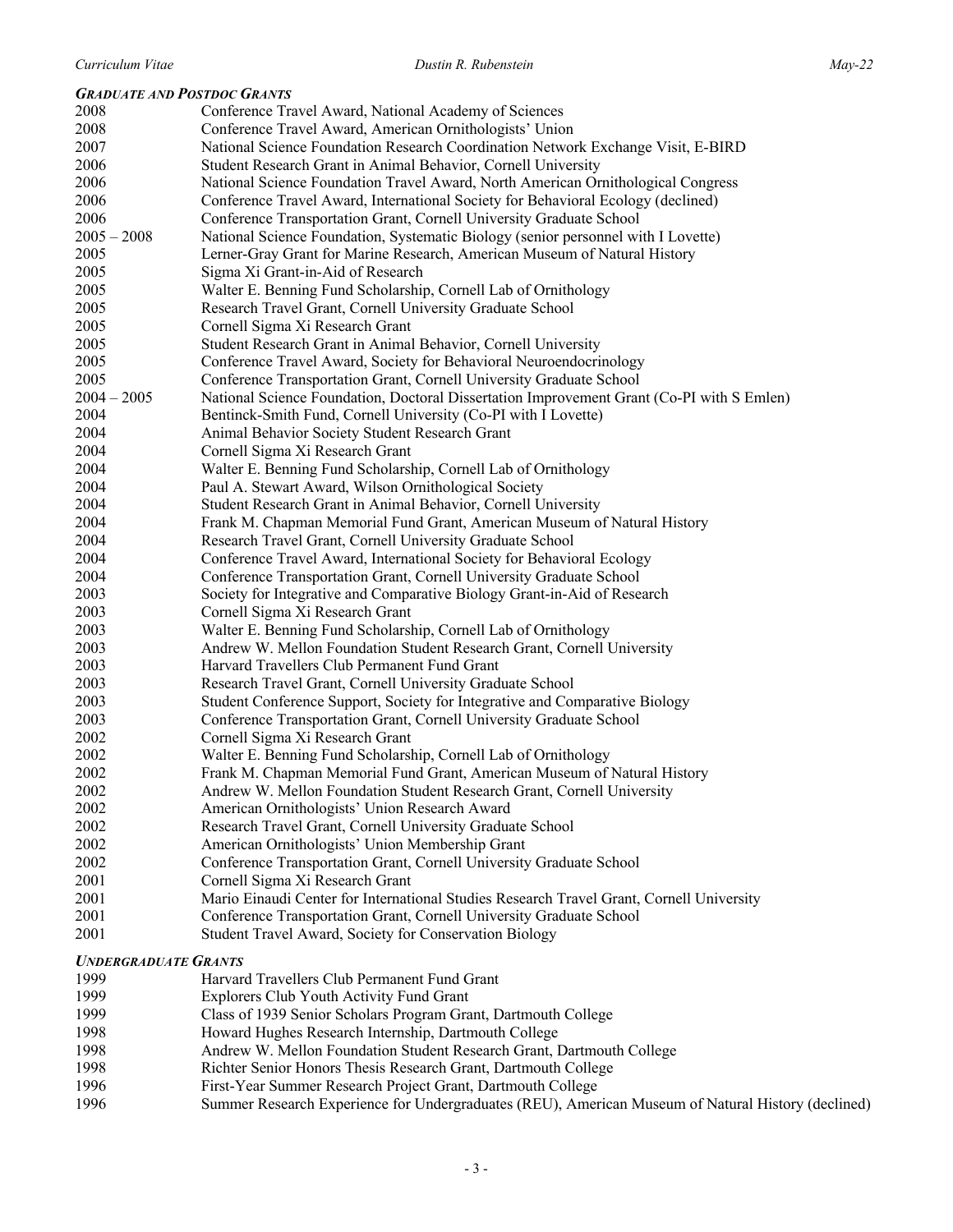### *Graduate and Postdoc Grants*

| | |
|---|---|
| 2008 | Conference Travel Award, National Academy of Sciences |
| 2008 | Conference Travel Award, American Ornithologists' Union |
| 2007 | National Science Foundation Research Coordination Network Exchange Visit, E-BIRD |
| 2006 | Student Research Grant in Animal Behavior, Cornell University |
| 2006 | National Science Foundation Travel Award, North American Ornithological Congress |
| 2006 | Conference Travel Award, International Society for Behavioral Ecology (declined) |
| 2006 | Conference Transportation Grant, Cornell University Graduate School |
| 2005 – 2008 | National Science Foundation, Systematic Biology (senior personnel with I Lovette) |
| 2005 | Lerner-Gray Grant for Marine Research, American Museum of Natural History |
| 2005 | Sigma Xi Grant-in-Aid of Research |
| 2005 | Walter E. Benning Fund Scholarship, Cornell Lab of Ornithology |
| 2005 | Research Travel Grant, Cornell University Graduate School |
| 2005 | Cornell Sigma Xi Research Grant |
| 2005 | Student Research Grant in Animal Behavior, Cornell University |
| 2005 | Conference Travel Award, Society for Behavioral Neuroendocrinology |
| 2005 | Conference Transportation Grant, Cornell University Graduate School |
| 2004 – 2005 | National Science Foundation, Doctoral Dissertation Improvement Grant (Co-PI with S Emlen) |
| 2004 | Bentinck-Smith Fund, Cornell University (Co-PI with I Lovette) |
| 2004 | Animal Behavior Society Student Research Grant |
| 2004 | Cornell Sigma Xi Research Grant |
| 2004 | Walter E. Benning Fund Scholarship, Cornell Lab of Ornithology |
| 2004 | Paul A. Stewart Award, Wilson Ornithological Society |
| 2004 | Student Research Grant in Animal Behavior, Cornell University |
| 2004 | Frank M. Chapman Memorial Fund Grant, American Museum of Natural History |
| 2004 | Research Travel Grant, Cornell University Graduate School |
| 2004 | Conference Travel Award, International Society for Behavioral Ecology |
| 2004 | Conference Transportation Grant, Cornell University Graduate School |
| 2003 | Society for Integrative and Comparative Biology Grant-in-Aid of Research |
| 2003 | Cornell Sigma Xi Research Grant |
| 2003 | Walter E. Benning Fund Scholarship, Cornell Lab of Ornithology |
| 2003 | Andrew W. Mellon Foundation Student Research Grant, Cornell University |
| 2003 | Harvard Travellers Club Permanent Fund Grant |
| 2003 | Research Travel Grant, Cornell University Graduate School |
| 2003 | Student Conference Support, Society for Integrative and Comparative Biology |
| 2003 | Conference Transportation Grant, Cornell University Graduate School |
| 2002 | Cornell Sigma Xi Research Grant |
| 2002 | Walter E. Benning Fund Scholarship, Cornell Lab of Ornithology |
| 2002 | Frank M. Chapman Memorial Fund Grant, American Museum of Natural History |
| 2002 | Andrew W. Mellon Foundation Student Research Grant, Cornell University |
| 2002 | American Ornithologists' Union Research Award |
| 2002 | Research Travel Grant, Cornell University Graduate School |
| 2002 | American Ornithologists' Union Membership Grant |
| 2002 | Conference Transportation Grant, Cornell University Graduate School |
| 2001 | Cornell Sigma Xi Research Grant |
| 2001 | Mario Einaudi Center for International Studies Research Travel Grant, Cornell University |
| 2001 | Conference Transportation Grant, Cornell University Graduate School |
| 2001 | Student Travel Award, Society for Conservation Biology |

### *Undergraduate Grants*

| | |
|---|---|
| 1999 | Harvard Travellers Club Permanent Fund Grant |
| 1999 | Explorers Club Youth Activity Fund Grant |
| 1999 | Class of 1939 Senior Scholars Program Grant, Dartmouth College |
| 1998 | Howard Hughes Research Internship, Dartmouth College |
| 1998 | Andrew W. Mellon Foundation Student Research Grant, Dartmouth College |
| 1998 | Richter Senior Honors Thesis Research Grant, Dartmouth College |
| 1996 | First-Year Summer Research Project Grant, Dartmouth College |
| 1996 | Summer Research Experience for Undergraduates (REU), American Museum of Natural History (declined) |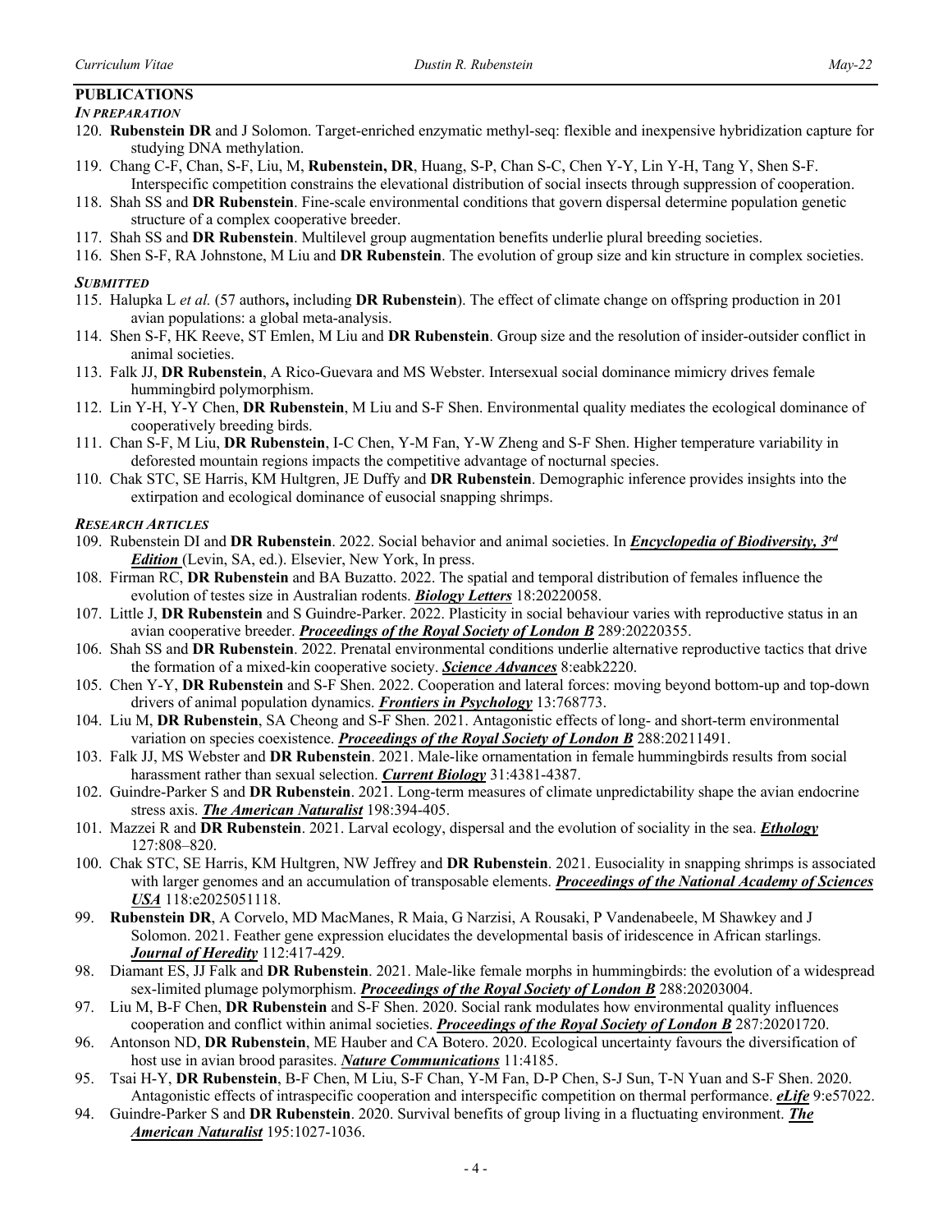## PUBLICATIONS

### *IN PREPARATION*

120. **Rubenstein DR** and J Solomon. Target-enriched enzymatic methyl-seq: flexible and inexpensive hybridization capture for studying DNA methylation.
119. Chang C-F, Chan, S-F, Liu, M, **Rubenstein, DR**, Huang, S-P, Chan S-C, Chen Y-Y, Lin Y-H, Tang Y, Shen S-F. Interspecific competition constrains the elevational distribution of social insects through suppression of cooperation.
118. Shah SS and **DR Rubenstein**. Fine-scale environmental conditions that govern dispersal determine population genetic structure of a complex cooperative breeder.
117. Shah SS and **DR Rubenstein**. Multilevel group augmentation benefits underlie plural breeding societies.
116. Shen S-F, RA Johnstone, M Liu and **DR Rubenstein**. The evolution of group size and kin structure in complex societies.

### *SUBMITTED*

115. Halupka L *et al.* (57 authors**,** including **DR Rubenstein**). The effect of climate change on offspring production in 201 avian populations: a global meta-analysis.
114. Shen S-F, HK Reeve, ST Emlen, M Liu and **DR Rubenstein**. Group size and the resolution of insider-outsider conflict in animal societies.
113. Falk JJ, **DR Rubenstein**, A Rico-Guevara and MS Webster. Intersexual social dominance mimicry drives female hummingbird polymorphism.
112. Lin Y-H, Y-Y Chen, **DR Rubenstein**, M Liu and S-F Shen. Environmental quality mediates the ecological dominance of cooperatively breeding birds.
111. Chan S-F, M Liu, **DR Rubenstein**, I-C Chen, Y-M Fan, Y-W Zheng and S-F Shen. Higher temperature variability in deforested mountain regions impacts the competitive advantage of nocturnal species.
110. Chak STC, SE Harris, KM Hultgren, JE Duffy and **DR Rubenstein**. Demographic inference provides insights into the extirpation and ecological dominance of eusocial snapping shrimps.

### *RESEARCH ARTICLES*

109. Rubenstein DI and **DR Rubenstein**. 2022. Social behavior and animal societies. In ***Encyclopedia of Biodiversity, 3rd Edition*** (Levin, SA, ed.). Elsevier, New York, In press.
108. Firman RC, **DR Rubenstein** and BA Buzatto. 2022. The spatial and temporal distribution of females influence the evolution of testes size in Australian rodents. ***Biology Letters*** 18:20220058.
107. Little J, **DR Rubenstein** and S Guindre-Parker. 2022. Plasticity in social behaviour varies with reproductive status in an avian cooperative breeder. ***Proceedings of the Royal Society of London B*** 289:20220355.
106. Shah SS and **DR Rubenstein**. 2022. Prenatal environmental conditions underlie alternative reproductive tactics that drive the formation of a mixed-kin cooperative society. ***Science Advances*** 8:eabk2220.
105. Chen Y-Y, **DR Rubenstein** and S-F Shen. 2022. Cooperation and lateral forces: moving beyond bottom-up and top-down drivers of animal population dynamics. ***Frontiers in Psychology*** 13:768773.
104. Liu M, **DR Rubenstein**, SA Cheong and S-F Shen. 2021. Antagonistic effects of long- and short-term environmental variation on species coexistence. ***Proceedings of the Royal Society of London B*** 288:20211491.
103. Falk JJ, MS Webster and **DR Rubenstein**. 2021. Male-like ornamentation in female hummingbirds results from social harassment rather than sexual selection. ***Current Biology*** 31:4381-4387.
102. Guindre-Parker S and **DR Rubenstein**. 2021. Long-term measures of climate unpredictability shape the avian endocrine stress axis. ***The American Naturalist*** 198:394-405.
101. Mazzei R and **DR Rubenstein**. 2021. Larval ecology, dispersal and the evolution of sociality in the sea. ***Ethology*** 127:808–820.
100. Chak STC, SE Harris, KM Hultgren, NW Jeffrey and **DR Rubenstein**. 2021. Eusociality in snapping shrimps is associated with larger genomes and an accumulation of transposable elements. ***Proceedings of the National Academy of Sciences USA*** 118:e2025051118.
99. **Rubenstein DR**, A Corvelo, MD MacManes, R Maia, G Narzisi, A Rousaki, P Vandenabeele, M Shawkey and J Solomon. 2021. Feather gene expression elucidates the developmental basis of iridescence in African starlings. ***Journal of Heredity*** 112:417-429.
98. Diamant ES, JJ Falk and **DR Rubenstein**. 2021. Male-like female morphs in hummingbirds: the evolution of a widespread sex-limited plumage polymorphism. ***Proceedings of the Royal Society of London B*** 288:20203004.
97. Liu M, B-F Chen, **DR Rubenstein** and S-F Shen. 2020. Social rank modulates how environmental quality influences cooperation and conflict within animal societies. ***Proceedings of the Royal Society of London B*** 287:20201720.
96. Antonson ND, **DR Rubenstein**, ME Hauber and CA Botero. 2020. Ecological uncertainty favours the diversification of host use in avian brood parasites. ***Nature Communications*** 11:4185.
95. Tsai H-Y, **DR Rubenstein**, B-F Chen, M Liu, S-F Chan, Y-M Fan, D-P Chen, S-J Sun, T-N Yuan and S-F Shen. 2020. Antagonistic effects of intraspecific cooperation and interspecific competition on thermal performance. ***eLife*** 9:e57022.
94. Guindre-Parker S and **DR Rubenstein**. 2020. Survival benefits of group living in a fluctuating environment. ***The American Naturalist*** 195:1027-1036.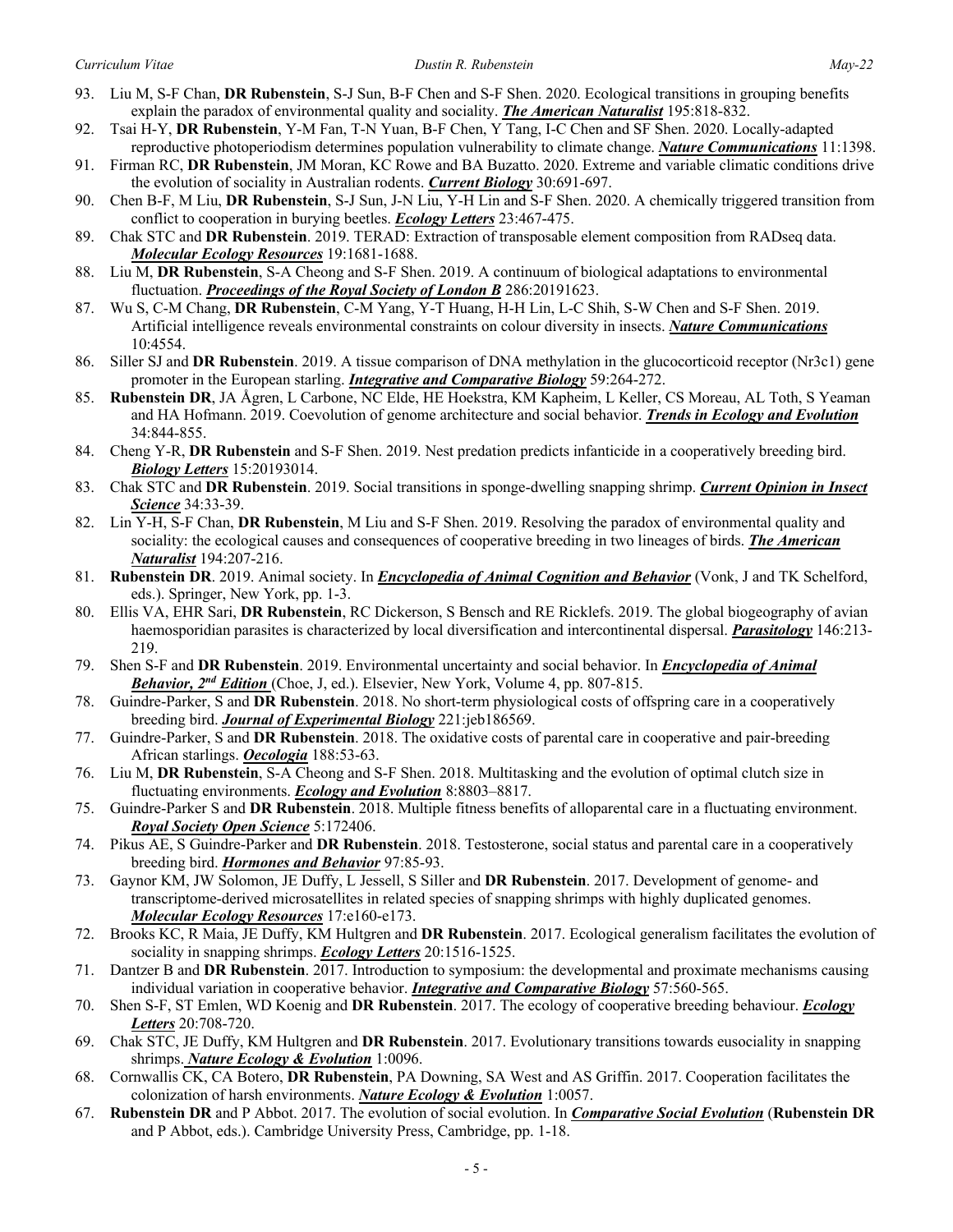93. Liu M, S-F Chan, **DR Rubenstein**, S-J Sun, B-F Chen and S-F Shen. 2020. Ecological transitions in grouping benefits explain the paradox of environmental quality and sociality. ***The American Naturalist*** 195:818-832.
92. Tsai H-Y, **DR Rubenstein**, Y-M Fan, T-N Yuan, B-F Chen, Y Tang, I-C Chen and SF Shen. 2020. Locally-adapted reproductive photoperiodism determines population vulnerability to climate change. ***Nature Communications*** 11:1398.
91. Firman RC, **DR Rubenstein**, JM Moran, KC Rowe and BA Buzatto. 2020. Extreme and variable climatic conditions drive the evolution of sociality in Australian rodents. ***Current Biology*** 30:691-697.
90. Chen B-F, M Liu, **DR Rubenstein**, S-J Sun, J-N Liu, Y-H Lin and S-F Shen. 2020. A chemically triggered transition from conflict to cooperation in burying beetles. ***Ecology Letters*** 23:467-475.
89. Chak STC and **DR Rubenstein**. 2019. TERAD: Extraction of transposable element composition from RADseq data. ***Molecular Ecology Resources*** 19:1681-1688.
88. Liu M, **DR Rubenstein**, S-A Cheong and S-F Shen. 2019. A continuum of biological adaptations to environmental fluctuation. ***Proceedings of the Royal Society of London B*** 286:20191623.
87. Wu S, C-M Chang, **DR Rubenstein**, C-M Yang, Y-T Huang, H-H Lin, L-C Shih, S-W Chen and S-F Shen. 2019. Artificial intelligence reveals environmental constraints on colour diversity in insects. ***Nature Communications*** 10:4554.
86. Siller SJ and **DR Rubenstein**. 2019. A tissue comparison of DNA methylation in the glucocorticoid receptor (Nr3c1) gene promoter in the European starling. ***Integrative and Comparative Biology*** 59:264-272.
85. **Rubenstein DR**, JA Ågren, L Carbone, NC Elde, HE Hoekstra, KM Kapheim, L Keller, CS Moreau, AL Toth, S Yeaman and HA Hofmann. 2019. Coevolution of genome architecture and social behavior. ***Trends in Ecology and Evolution*** 34:844-855.
84. Cheng Y-R, **DR Rubenstein** and S-F Shen. 2019. Nest predation predicts infanticide in a cooperatively breeding bird. ***Biology Letters*** 15:20193014.
83. Chak STC and **DR Rubenstein**. 2019. Social transitions in sponge-dwelling snapping shrimp. ***Current Opinion in Insect Science*** 34:33-39.
82. Lin Y-H, S-F Chan, **DR Rubenstein**, M Liu and S-F Shen. 2019. Resolving the paradox of environmental quality and sociality: the ecological causes and consequences of cooperative breeding in two lineages of birds. ***The American Naturalist*** 194:207-216.
81. **Rubenstein DR**. 2019. Animal society. In ***Encyclopedia of Animal Cognition and Behavior*** (Vonk, J and TK Schelford, eds.). Springer, New York, pp. 1-3.
80. Ellis VA, EHR Sari, **DR Rubenstein**, RC Dickerson, S Bensch and RE Ricklefs. 2019. The global biogeography of avian haemosporidian parasites is characterized by local diversification and intercontinental dispersal. ***Parasitology*** 146:213-219.
79. Shen S-F and **DR Rubenstein**. 2019. Environmental uncertainty and social behavior. In ***Encyclopedia of Animal Behavior, 2nd Edition*** (Choe, J, ed.). Elsevier, New York, Volume 4, pp. 807-815.
78. Guindre-Parker, S and **DR Rubenstein**. 2018. No short-term physiological costs of offspring care in a cooperatively breeding bird. ***Journal of Experimental Biology*** 221:jeb186569.
77. Guindre-Parker, S and **DR Rubenstein**. 2018. The oxidative costs of parental care in cooperative and pair-breeding African starlings. ***Oecologia*** 188:53-63.
76. Liu M, **DR Rubenstein**, S-A Cheong and S-F Shen. 2018. Multitasking and the evolution of optimal clutch size in fluctuating environments. ***Ecology and Evolution*** 8:8803–8817.
75. Guindre-Parker S and **DR Rubenstein**. 2018. Multiple fitness benefits of alloparental care in a fluctuating environment. ***Royal Society Open Science*** 5:172406.
74. Pikus AE, S Guindre-Parker and **DR Rubenstein**. 2018. Testosterone, social status and parental care in a cooperatively breeding bird. ***Hormones and Behavior*** 97:85-93.
73. Gaynor KM, JW Solomon, JE Duffy, L Jessell, S Siller and **DR Rubenstein**. 2017. Development of genome- and transcriptome-derived microsatellites in related species of snapping shrimps with highly duplicated genomes. ***Molecular Ecology Resources*** 17:e160-e173.
72. Brooks KC, R Maia, JE Duffy, KM Hultgren and **DR Rubenstein**. 2017. Ecological generalism facilitates the evolution of sociality in snapping shrimps. ***Ecology Letters*** 20:1516-1525.
71. Dantzer B and **DR Rubenstein**. 2017. Introduction to symposium: the developmental and proximate mechanisms causing individual variation in cooperative behavior. ***Integrative and Comparative Biology*** 57:560-565.
70. Shen S-F, ST Emlen, WD Koenig and **DR Rubenstein**. 2017. The ecology of cooperative breeding behaviour. ***Ecology Letters*** 20:708-720.
69. Chak STC, JE Duffy, KM Hultgren and **DR Rubenstein**. 2017. Evolutionary transitions towards eusociality in snapping shrimps. ***Nature Ecology & Evolution*** 1:0096.
68. Cornwallis CK, CA Botero, **DR Rubenstein**, PA Downing, SA West and AS Griffin. 2017. Cooperation facilitates the colonization of harsh environments. ***Nature Ecology & Evolution*** 1:0057.
67. **Rubenstein DR** and P Abbot. 2017. The evolution of social evolution. In ***Comparative Social Evolution*** (**Rubenstein DR** and P Abbot, eds.). Cambridge University Press, Cambridge, pp. 1-18.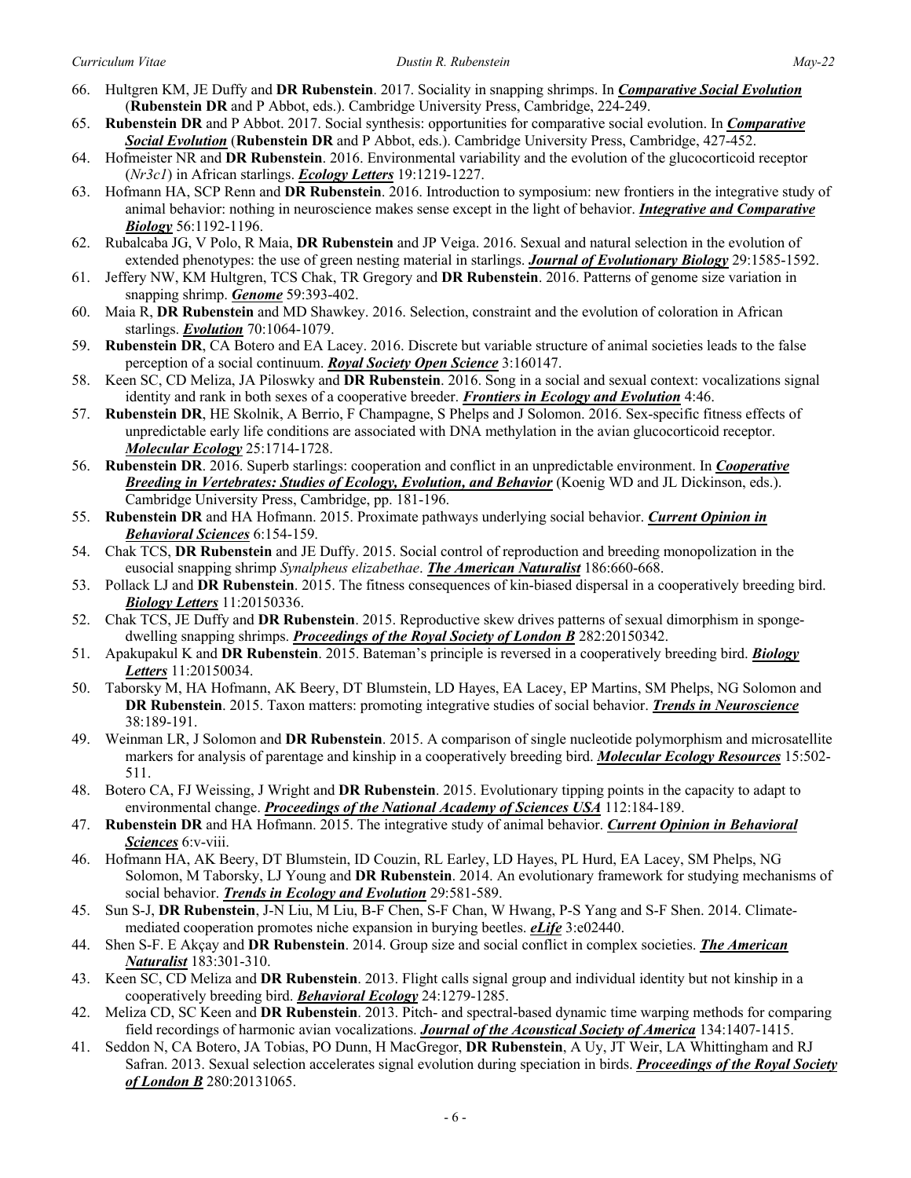66. Hultgren KM, JE Duffy and **DR Rubenstein**. 2017. Sociality in snapping shrimps. In ***Comparative Social Evolution*** (**Rubenstein DR** and P Abbot, eds.). Cambridge University Press, Cambridge, 224-249.
65. **Rubenstein DR** and P Abbot. 2017. Social synthesis: opportunities for comparative social evolution. In ***Comparative Social Evolution*** (**Rubenstein DR** and P Abbot, eds.). Cambridge University Press, Cambridge, 427-452.
64. Hofmeister NR and **DR Rubenstein**. 2016. Environmental variability and the evolution of the glucocorticoid receptor (*Nr3c1*) in African starlings. ***Ecology Letters*** 19:1219-1227.
63. Hofmann HA, SCP Renn and **DR Rubenstein**. 2016. Introduction to symposium: new frontiers in the integrative study of animal behavior: nothing in neuroscience makes sense except in the light of behavior. ***Integrative and Comparative Biology*** 56:1192-1196.
62. Rubalcaba JG, V Polo, R Maia, **DR Rubenstein** and JP Veiga. 2016. Sexual and natural selection in the evolution of extended phenotypes: the use of green nesting material in starlings. ***Journal of Evolutionary Biology*** 29:1585-1592.
61. Jeffery NW, KM Hultgren, TCS Chak, TR Gregory and **DR Rubenstein**. 2016. Patterns of genome size variation in snapping shrimp. ***Genome*** 59:393-402.
60. Maia R, **DR Rubenstein** and MD Shawkey. 2016. Selection, constraint and the evolution of coloration in African starlings. ***Evolution*** 70:1064-1079.
59. **Rubenstein DR**, CA Botero and EA Lacey. 2016. Discrete but variable structure of animal societies leads to the false perception of a social continuum. ***Royal Society Open Science*** 3:160147.
58. Keen SC, CD Meliza, JA Piloswky and **DR Rubenstein**. 2016. Song in a social and sexual context: vocalizations signal identity and rank in both sexes of a cooperative breeder. ***Frontiers in Ecology and Evolution*** 4:46.
57. **Rubenstein DR**, HE Skolnik, A Berrio, F Champagne, S Phelps and J Solomon. 2016. Sex-specific fitness effects of unpredictable early life conditions are associated with DNA methylation in the avian glucocorticoid receptor. ***Molecular Ecology*** 25:1714-1728.
56. **Rubenstein DR**. 2016. Superb starlings: cooperation and conflict in an unpredictable environment. In ***Cooperative Breeding in Vertebrates: Studies of Ecology, Evolution, and Behavior*** (Koenig WD and JL Dickinson, eds.). Cambridge University Press, Cambridge, pp. 181-196.
55. **Rubenstein DR** and HA Hofmann. 2015. Proximate pathways underlying social behavior. ***Current Opinion in Behavioral Sciences*** 6:154-159.
54. Chak TCS, **DR Rubenstein** and JE Duffy. 2015. Social control of reproduction and breeding monopolization in the eusocial snapping shrimp *Synalpheus elizabethae*. ***The American Naturalist*** 186:660-668.
53. Pollack LJ and **DR Rubenstein**. 2015. The fitness consequences of kin-biased dispersal in a cooperatively breeding bird. ***Biology Letters*** 11:20150336.
52. Chak TCS, JE Duffy and **DR Rubenstein**. 2015. Reproductive skew drives patterns of sexual dimorphism in sponge-dwelling snapping shrimps. ***Proceedings of the Royal Society of London B*** 282:20150342.
51. Apakupakul K and **DR Rubenstein**. 2015. Bateman's principle is reversed in a cooperatively breeding bird. ***Biology Letters*** 11:20150034.
50. Taborsky M, HA Hofmann, AK Beery, DT Blumstein, LD Hayes, EA Lacey, EP Martins, SM Phelps, NG Solomon and **DR Rubenstein**. 2015. Taxon matters: promoting integrative studies of social behavior. ***Trends in Neuroscience*** 38:189-191.
49. Weinman LR, J Solomon and **DR Rubenstein**. 2015. A comparison of single nucleotide polymorphism and microsatellite markers for analysis of parentage and kinship in a cooperatively breeding bird. ***Molecular Ecology Resources*** 15:502-511.
48. Botero CA, FJ Weissing, J Wright and **DR Rubenstein**. 2015. Evolutionary tipping points in the capacity to adapt to environmental change. ***Proceedings of the National Academy of Sciences USA*** 112:184-189.
47. **Rubenstein DR** and HA Hofmann. 2015. The integrative study of animal behavior. ***Current Opinion in Behavioral Sciences*** 6:v-viii.
46. Hofmann HA, AK Beery, DT Blumstein, ID Couzin, RL Earley, LD Hayes, PL Hurd, EA Lacey, SM Phelps, NG Solomon, M Taborsky, LJ Young and **DR Rubenstein**. 2014. An evolutionary framework for studying mechanisms of social behavior. ***Trends in Ecology and Evolution*** 29:581-589.
45. Sun S-J, **DR Rubenstein**, J-N Liu, M Liu, B-F Chen, S-F Chan, W Hwang, P-S Yang and S-F Shen. 2014. Climate-mediated cooperation promotes niche expansion in burying beetles. ***eLife*** 3:e02440.
44. Shen S-F. E Akçay and **DR Rubenstein**. 2014. Group size and social conflict in complex societies. ***The American Naturalist*** 183:301-310.
43. Keen SC, CD Meliza and **DR Rubenstein**. 2013. Flight calls signal group and individual identity but not kinship in a cooperatively breeding bird. ***Behavioral Ecology*** 24:1279-1285.
42. Meliza CD, SC Keen and **DR Rubenstein**. 2013. Pitch- and spectral-based dynamic time warping methods for comparing field recordings of harmonic avian vocalizations. ***Journal of the Acoustical Society of America*** 134:1407-1415.
41. Seddon N, CA Botero, JA Tobias, PO Dunn, H MacGregor, **DR Rubenstein**, A Uy, JT Weir, LA Whittingham and RJ Safran. 2013. Sexual selection accelerates signal evolution during speciation in birds. ***Proceedings of the Royal Society of London B*** 280:20131065.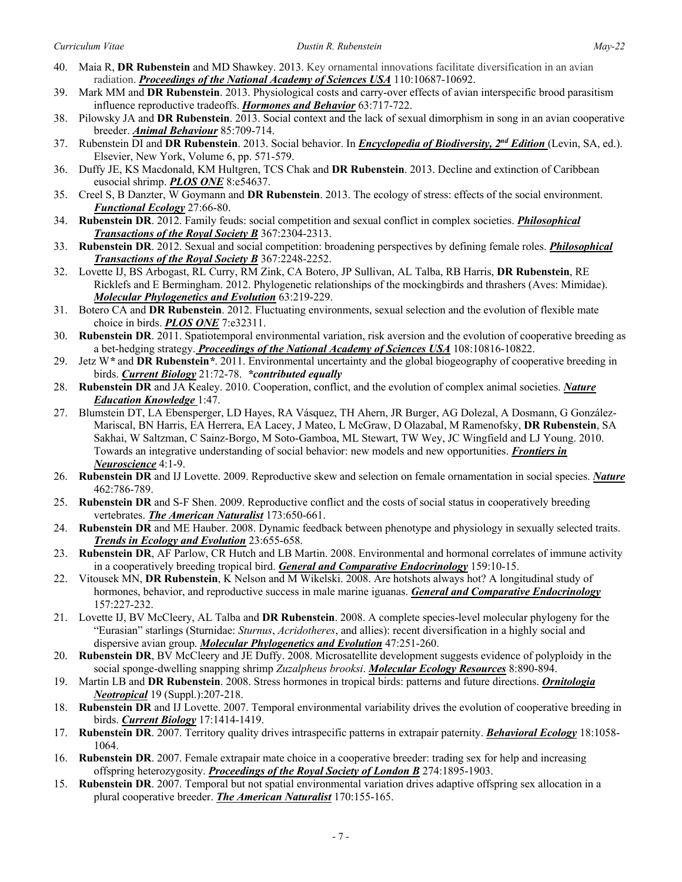40. Maia R, **DR Rubenstein** and MD Shawkey. 2013. Key ornamental innovations facilitate diversification in an avian radiation. ***Proceedings of the National Academy of Sciences USA*** 110:10687-10692.
39. Mark MM and **DR Rubenstein**. 2013. Physiological costs and carry-over effects of avian interspecific brood parasitism influence reproductive tradeoffs. ***Hormones and Behavior*** 63:717-722.
38. Pilowsky JA and **DR Rubenstein**. 2013. Social context and the lack of sexual dimorphism in song in an avian cooperative breeder. ***Animal Behaviour*** 85:709-714.
37. Rubenstein DI and **DR Rubenstein**. 2013. Social behavior. In ***Encyclopedia of Biodiversity, 2nd Edition*** (Levin, SA, ed.). Elsevier, New York, Volume 6, pp. 571-579.
36. Duffy JE, KS Macdonald, KM Hultgren, TCS Chak and **DR Rubenstein**. 2013. Decline and extinction of Caribbean eusocial shrimp. ***PLOS ONE*** 8:e54637.
35. Creel S, B Danzter, W Goymann and **DR Rubenstein**. 2013. The ecology of stress: effects of the social environment. ***Functional Ecology*** 27:66-80.
34. **Rubenstein DR**. 2012. Family feuds: social competition and sexual conflict in complex societies. ***Philosophical Transactions of the Royal Society B*** 367:2304-2313.
33. **Rubenstein DR**. 2012. Sexual and social competition: broadening perspectives by defining female roles. ***Philosophical Transactions of the Royal Society B*** 367:2248-2252.
32. Lovette IJ, BS Arbogast, RL Curry, RM Zink, CA Botero, JP Sullivan, AL Talba, RB Harris, **DR Rubenstein**, RE Ricklefs and E Bermingham. 2012. Phylogenetic relationships of the mockingbirds and thrashers (Aves: Mimidae). ***Molecular Phylogenetics and Evolution*** 63:219-229.
31. Botero CA and **DR Rubenstein**. 2012. Fluctuating environments, sexual selection and the evolution of flexible mate choice in birds. ***PLOS ONE*** 7:e32311.
30. **Rubenstein DR**. 2011. Spatiotemporal environmental variation, risk aversion and the evolution of cooperative breeding as a bet-hedging strategy. ***Proceedings of the National Academy of Sciences USA*** 108:10816-10822.
29. Jetz W***** and **DR Rubenstein***. 2011. Environmental uncertainty and the global biogeography of cooperative breeding in birds. ***Current Biology*** 21:72-78. ***contributed equally***
28. **Rubenstein DR** and JA Kealey. 2010. Cooperation, conflict, and the evolution of complex animal societies. ***Nature Education Knowledge*** 1:47.
27. Blumstein DT, LA Ebensperger, LD Hayes, RA Vásquez, TH Ahern, JR Burger, AG Dolezal, A Dosmann, G González-Mariscal, BN Harris, EA Herrera, EA Lacey, J Mateo, L McGraw, D Olazabal, M Ramenofsky, **DR Rubenstein**, SA Sakhai, W Saltzman, C Sainz-Borgo, M Soto-Gamboa, ML Stewart, TW Wey, JC Wingfield and LJ Young. 2010. Towards an integrative understanding of social behavior: new models and new opportunities. ***Frontiers in Neuroscience*** 4:1-9.
26. **Rubenstein DR** and IJ Lovette. 2009. Reproductive skew and selection on female ornamentation in social species. ***Nature*** 462:786-789.
25. **Rubenstein DR** and S-F Shen. 2009. Reproductive conflict and the costs of social status in cooperatively breeding vertebrates. ***The American Naturalist*** 173:650-661.
24. **Rubenstein DR** and ME Hauber. 2008. Dynamic feedback between phenotype and physiology in sexually selected traits. ***Trends in Ecology and Evolution*** 23:655-658.
23. **Rubenstein DR**, AF Parlow, CR Hutch and LB Martin. 2008. Environmental and hormonal correlates of immune activity in a cooperatively breeding tropical bird. ***General and Comparative Endocrinology*** 159:10-15.
22. Vitousek MN, **DR Rubenstein**, K Nelson and M Wikelski. 2008. Are hotshots always hot? A longitudinal study of hormones, behavior, and reproductive success in male marine iguanas. ***General and Comparative Endocrinology*** 157:227-232.
21. Lovette IJ, BV McCleery, AL Talba and **DR Rubenstein**. 2008. A complete species-level molecular phylogeny for the "Eurasian" starlings (Sturnidae: *Sturnus*, *Acridotheres*, and allies): recent diversification in a highly social and dispersive avian group. ***Molecular Phylogenetics and Evolution*** 47:251-260.
20. **Rubenstein DR**, BV McCleery and JE Duffy. 2008. Microsatellite development suggests evidence of polyploidy in the social sponge-dwelling snapping shrimp *Zuzalpheus brooksi*. ***Molecular Ecology Resources*** 8:890-894.
19. Martin LB and **DR Rubenstein**. 2008. Stress hormones in tropical birds: patterns and future directions. ***Ornitologia Neotropical*** 19 (Suppl.):207-218.
18. **Rubenstein DR** and IJ Lovette. 2007. Temporal environmental variability drives the evolution of cooperative breeding in birds. ***Current Biology*** 17:1414-1419.
17. **Rubenstein DR**. 2007. Territory quality drives intraspecific patterns in extrapair paternity. ***Behavioral Ecology*** 18:1058-1064.
16. **Rubenstein DR**. 2007. Female extrapair mate choice in a cooperative breeder: trading sex for help and increasing offspring heterozygosity. ***Proceedings of the Royal Society of London B*** 274:1895-1903.
15. **Rubenstein DR**. 2007. Temporal but not spatial environmental variation drives adaptive offspring sex allocation in a plural cooperative breeder. ***The American Naturalist*** 170:155-165.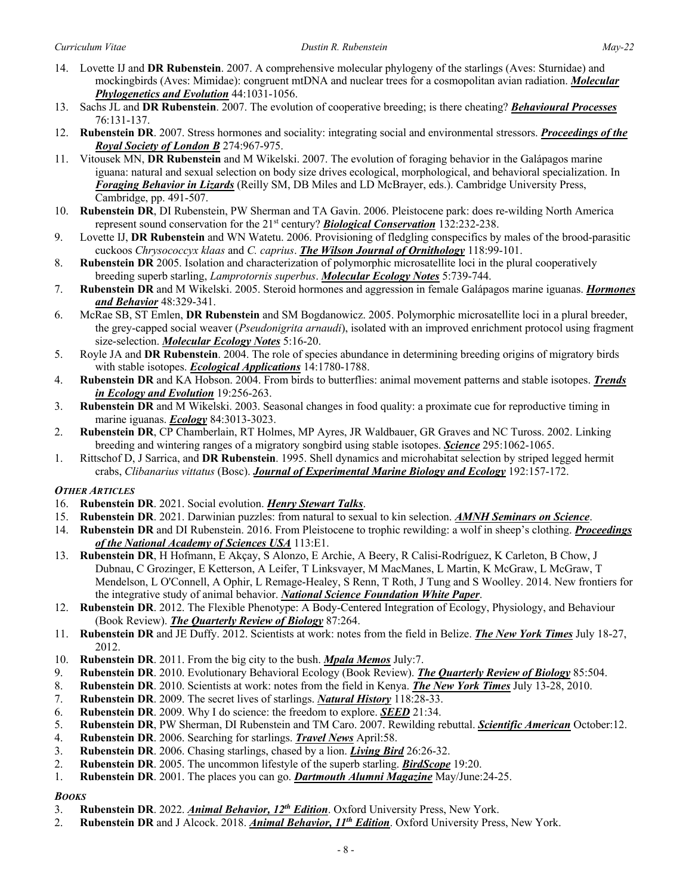14. Lovette IJ and **DR Rubenstein**. 2007. A comprehensive molecular phylogeny of the starlings (Aves: Sturnidae) and mockingbirds (Aves: Mimidae): congruent mtDNA and nuclear trees for a cosmopolitan avian radiation. ***Molecular Phylogenetics and Evolution*** 44:1031-1056.
13. Sachs JL and **DR Rubenstein**. 2007. The evolution of cooperative breeding; is there cheating? ***Behavioural Processes*** 76:131-137.
12. **Rubenstein DR**. 2007. Stress hormones and sociality: integrating social and environmental stressors. ***Proceedings of the Royal Society of London B*** 274:967-975.
11. Vitousek MN, **DR Rubenstein** and M Wikelski. 2007. The evolution of foraging behavior in the Galápagos marine iguana: natural and sexual selection on body size drives ecological, morphological, and behavioral specialization. In ***Foraging Behavior in Lizards*** (Reilly SM, DB Miles and LD McBrayer, eds.). Cambridge University Press, Cambridge, pp. 491-507.
10. **Rubenstein DR**, DI Rubenstein, PW Sherman and TA Gavin. 2006. Pleistocene park: does re-wilding North America represent sound conservation for the 21st century? ***Biological Conservation*** 132:232-238.
9. Lovette IJ, **DR Rubenstein** and WN Watetu. 2006. Provisioning of fledgling conspecifics by males of the brood-parasitic cuckoos *Chrysococcyx klaas* and *C. caprius*. ***The Wilson Journal of Ornithology*** 118:99-101.
8. **Rubenstein DR** 2005. Isolation and characterization of polymorphic microsatellite loci in the plural cooperatively breeding superb starling, *Lamprotornis superbus*. ***Molecular Ecology Notes*** 5:739-744.
7. **Rubenstein DR** and M Wikelski. 2005. Steroid hormones and aggression in female Galápagos marine iguanas. ***Hormones and Behavior*** 48:329-341.
6. McRae SB, ST Emlen, **DR Rubenstein** and SM Bogdanowicz. 2005. Polymorphic microsatellite loci in a plural breeder, the grey-capped social weaver (*Pseudonigrita arnaudi*), isolated with an improved enrichment protocol using fragment size-selection. ***Molecular Ecology Notes*** 5:16-20.
5. Royle JA and **DR Rubenstein**. 2004. The role of species abundance in determining breeding origins of migratory birds with stable isotopes. ***Ecological Applications*** 14:1780-1788.
4. **Rubenstein DR** and KA Hobson. 2004. From birds to butterflies: animal movement patterns and stable isotopes. ***Trends in Ecology and Evolution*** 19:256-263.
3. **Rubenstein DR** and M Wikelski. 2003. Seasonal changes in food quality: a proximate cue for reproductive timing in marine iguanas. ***Ecology*** 84:3013-3023.
2. **Rubenstein DR**, CP Chamberlain, RT Holmes, MP Ayres, JR Waldbauer, GR Graves and NC Tuross. 2002. Linking breeding and wintering ranges of a migratory songbird using stable isotopes. ***Science*** 295:1062-1065.
1. Rittschof D, J Sarrica, and **DR Rubenstein**. 1995. Shell dynamics and microhabitat selection by striped legged hermit crabs, *Clibanarius vittatus* (Bosc). ***Journal of Experimental Marine Biology and Ecology*** 192:157-172.

***OTHER ARTICLES***

16. **Rubenstein DR**. 2021. Social evolution. ***Henry Stewart Talks***.
15. **Rubenstein DR**. 2021. Darwinian puzzles: from natural to sexual to kin selection. ***AMNH Seminars on Science***.
14. **Rubenstein DR** and DI Rubenstein. 2016. From Pleistocene to trophic rewilding: a wolf in sheep's clothing. ***Proceedings of the National Academy of Sciences USA*** 113:E1.
13. **Rubenstein DR**, H Hofmann, E Akçay, S Alonzo, E Archie, A Beery, R Calisi-Rodríguez, K Carleton, B Chow, J Dubnau, C Grozinger, E Ketterson, A Leifer, T Linksvayer, M MacManes, L Martin, K McGraw, L McGraw, T Mendelson, L O'Connell, A Ophir, L Remage-Healey, S Renn, T Roth, J Tung and S Woolley. 2014. New frontiers for the integrative study of animal behavior. ***National Science Foundation White Paper***.
12. **Rubenstein DR**. 2012. The Flexible Phenotype: A Body-Centered Integration of Ecology, Physiology, and Behaviour (Book Review). ***The Quarterly Review of Biology*** 87:264.
11. **Rubenstein DR** and JE Duffy. 2012. Scientists at work: notes from the field in Belize. ***The New York Times*** July 18-27, 2012.
10. **Rubenstein DR**. 2011. From the big city to the bush. ***Mpala Memos*** July:7.
9. **Rubenstein DR**. 2010. Evolutionary Behavioral Ecology (Book Review). ***The Quarterly Review of Biology*** 85:504.
8. **Rubenstein DR**. 2010. Scientists at work: notes from the field in Kenya. ***The New York Times*** July 13-28, 2010.
7. **Rubenstein DR**. 2009. The secret lives of starlings. ***Natural History*** 118:28-33.
6. **Rubenstein DR**. 2009. Why I do science: the freedom to explore. ***SEED*** 21:34.
5. **Rubenstein DR**, PW Sherman, DI Rubenstein and TM Caro. 2007. Rewilding rebuttal. ***Scientific American*** October:12.
4. **Rubenstein DR**. 2006. Searching for starlings. ***Travel News*** April:58.
3. **Rubenstein DR**. 2006. Chasing starlings, chased by a lion. ***Living Bird*** 26:26-32.
2. **Rubenstein DR**. 2005. The uncommon lifestyle of the superb starling. ***BirdScope*** 19:20.
1. **Rubenstein DR**. 2001. The places you can go. ***Dartmouth Alumni Magazine*** May/June:24-25.

***BOOKS***

3. **Rubenstein DR**. 2022. ***Animal Behavior, 12th Edition***. Oxford University Press, New York.
2. **Rubenstein DR** and J Alcock. 2018. ***Animal Behavior, 11th Edition***. Oxford University Press, New York.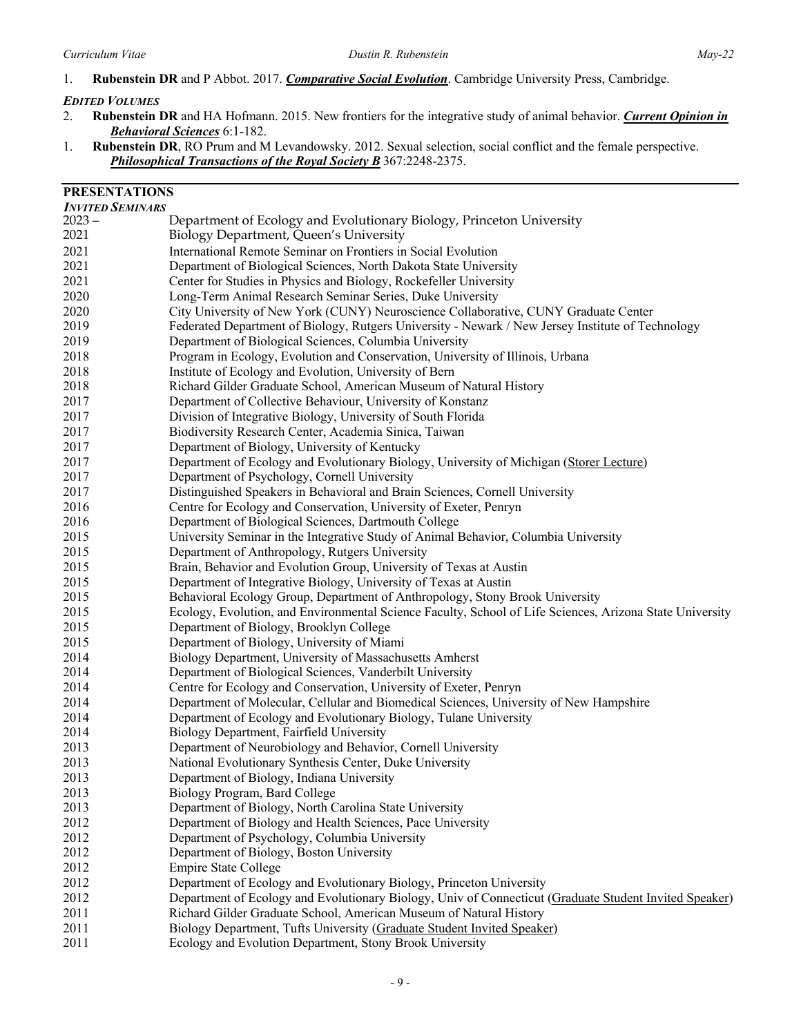1. **Rubenstein DR** and P Abbot. 2017. ***Comparative Social Evolution***. Cambridge University Press, Cambridge.

***EDITED VOLUMES***

2. **Rubenstein DR** and HA Hofmann. 2015. New frontiers for the integrative study of animal behavior. ***Current Opinion in Behavioral Sciences*** 6:1-182.
1. **Rubenstein DR**, RO Prum and M Levandowsky. 2012. Sexual selection, social conflict and the female perspective. ***Philosophical Transactions of the Royal Society B*** 367:2248-2375.

## PRESENTATIONS

***INVITED SEMINARS***

| | |
|---|---|
| 2023 – | Department of Ecology and Evolutionary Biology, Princeton University |
| 2021 | Biology Department, Queen's University |
| 2021 | International Remote Seminar on Frontiers in Social Evolution |
| 2021 | Department of Biological Sciences, North Dakota State University |
| 2021 | Center for Studies in Physics and Biology, Rockefeller University |
| 2020 | Long-Term Animal Research Seminar Series, Duke University |
| 2020 | City University of New York (CUNY) Neuroscience Collaborative, CUNY Graduate Center |
| 2019 | Federated Department of Biology, Rutgers University - Newark / New Jersey Institute of Technology |
| 2019 | Department of Biological Sciences, Columbia University |
| 2018 | Program in Ecology, Evolution and Conservation, University of Illinois, Urbana |
| 2018 | Institute of Ecology and Evolution, University of Bern |
| 2018 | Richard Gilder Graduate School, American Museum of Natural History |
| 2017 | Department of Collective Behaviour, University of Konstanz |
| 2017 | Division of Integrative Biology, University of South Florida |
| 2017 | Biodiversity Research Center, Academia Sinica, Taiwan |
| 2017 | Department of Biology, University of Kentucky |
| 2017 | Department of Ecology and Evolutionary Biology, University of Michigan (Storer Lecture) |
| 2017 | Department of Psychology, Cornell University |
| 2017 | Distinguished Speakers in Behavioral and Brain Sciences, Cornell University |
| 2016 | Centre for Ecology and Conservation, University of Exeter, Penryn |
| 2016 | Department of Biological Sciences, Dartmouth College |
| 2015 | University Seminar in the Integrative Study of Animal Behavior, Columbia University |
| 2015 | Department of Anthropology, Rutgers University |
| 2015 | Brain, Behavior and Evolution Group, University of Texas at Austin |
| 2015 | Department of Integrative Biology, University of Texas at Austin |
| 2015 | Behavioral Ecology Group, Department of Anthropology, Stony Brook University |
| 2015 | Ecology, Evolution, and Environmental Science Faculty, School of Life Sciences, Arizona State University |
| 2015 | Department of Biology, Brooklyn College |
| 2015 | Department of Biology, University of Miami |
| 2014 | Biology Department, University of Massachusetts Amherst |
| 2014 | Department of Biological Sciences, Vanderbilt University |
| 2014 | Centre for Ecology and Conservation, University of Exeter, Penryn |
| 2014 | Department of Molecular, Cellular and Biomedical Sciences, University of New Hampshire |
| 2014 | Department of Ecology and Evolutionary Biology, Tulane University |
| 2014 | Biology Department, Fairfield University |
| 2013 | Department of Neurobiology and Behavior, Cornell University |
| 2013 | National Evolutionary Synthesis Center, Duke University |
| 2013 | Department of Biology, Indiana University |
| 2013 | Biology Program, Bard College |
| 2013 | Department of Biology, North Carolina State University |
| 2012 | Department of Biology and Health Sciences, Pace University |
| 2012 | Department of Psychology, Columbia University |
| 2012 | Department of Biology, Boston University |
| 2012 | Empire State College |
| 2012 | Department of Ecology and Evolutionary Biology, Princeton University |
| 2012 | Department of Ecology and Evolutionary Biology, Univ of Connecticut (Graduate Student Invited Speaker) |
| 2011 | Richard Gilder Graduate School, American Museum of Natural History |
| 2011 | Biology Department, Tufts University (Graduate Student Invited Speaker) |
| 2011 | Ecology and Evolution Department, Stony Brook University |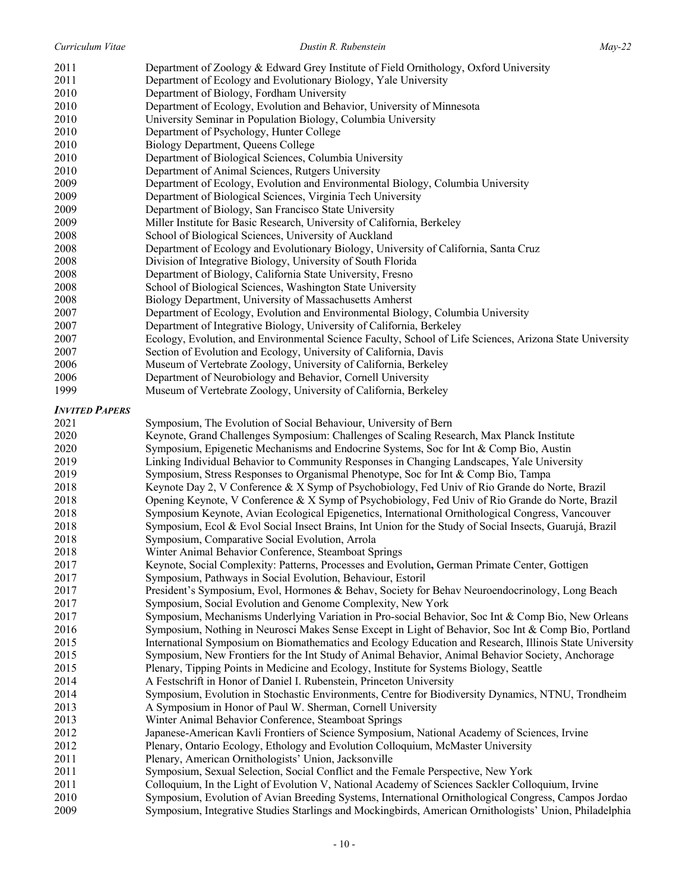2011 Department of Zoology & Edward Grey Institute of Field Ornithology, Oxford University
2011 Department of Ecology and Evolutionary Biology, Yale University
2010 Department of Biology, Fordham University
2010 Department of Ecology, Evolution and Behavior, University of Minnesota
2010 University Seminar in Population Biology, Columbia University
2010 Department of Psychology, Hunter College
2010 Biology Department, Queens College
2010 Department of Biological Sciences, Columbia University
2010 Department of Animal Sciences, Rutgers University
2009 Department of Ecology, Evolution and Environmental Biology, Columbia University
2009 Department of Biological Sciences, Virginia Tech University
2009 Department of Biology, San Francisco State University
2009 Miller Institute for Basic Research, University of California, Berkeley
2008 School of Biological Sciences, University of Auckland
2008 Department of Ecology and Evolutionary Biology, University of California, Santa Cruz
2008 Division of Integrative Biology, University of South Florida
2008 Department of Biology, California State University, Fresno
2008 School of Biological Sciences, Washington State University
2008 Biology Department, University of Massachusetts Amherst
2007 Department of Ecology, Evolution and Environmental Biology, Columbia University
2007 Department of Integrative Biology, University of California, Berkeley
2007 Ecology, Evolution, and Environmental Science Faculty, School of Life Sciences, Arizona State University
2007 Section of Evolution and Ecology, University of California, Davis
2006 Museum of Vertebrate Zoology, University of California, Berkeley
2006 Department of Neurobiology and Behavior, Cornell University
1999 Museum of Vertebrate Zoology, University of California, Berkeley

### *INVITED PAPERS*

2021 Symposium, The Evolution of Social Behaviour, University of Bern
2020 Keynote, Grand Challenges Symposium: Challenges of Scaling Research, Max Planck Institute
2020 Symposium, Epigenetic Mechanisms and Endocrine Systems, Soc for Int & Comp Bio, Austin
2019 Linking Individual Behavior to Community Responses in Changing Landscapes, Yale University
2019 Symposium, Stress Responses to Organismal Phenotype, Soc for Int & Comp Bio, Tampa
2018 Keynote Day 2, V Conference & X Symp of Psychobiology, Fed Univ of Rio Grande do Norte, Brazil
2018 Opening Keynote, V Conference & X Symp of Psychobiology, Fed Univ of Rio Grande do Norte, Brazil
2018 Symposium Keynote, Avian Ecological Epigenetics, International Ornithological Congress, Vancouver
2018 Symposium, Ecol & Evol Social Insect Brains, Int Union for the Study of Social Insects, Guarujá, Brazil
2018 Symposium, Comparative Social Evolution, Arrola
2018 Winter Animal Behavior Conference, Steamboat Springs
2017 Keynote, Social Complexity: Patterns, Processes and Evolution**,** German Primate Center, Gottigen
2017 Symposium, Pathways in Social Evolution, Behaviour, Estoril
2017 President's Symposium, Evol, Hormones & Behav, Society for Behav Neuroendocrinology, Long Beach
2017 Symposium, Social Evolution and Genome Complexity, New York
2017 Symposium, Mechanisms Underlying Variation in Pro-social Behavior, Soc Int & Comp Bio, New Orleans
2016 Symposium, Nothing in Neurosci Makes Sense Except in Light of Behavior, Soc Int & Comp Bio, Portland
2015 International Symposium on Biomathematics and Ecology Education and Research, Illinois State University
2015 Symposium, New Frontiers for the Int Study of Animal Behavior, Animal Behavior Society, Anchorage
2015 Plenary, Tipping Points in Medicine and Ecology, Institute for Systems Biology, Seattle
2014 A Festschrift in Honor of Daniel I. Rubenstein, Princeton University
2014 Symposium, Evolution in Stochastic Environments, Centre for Biodiversity Dynamics, NTNU, Trondheim
2013 A Symposium in Honor of Paul W. Sherman, Cornell University
2013 Winter Animal Behavior Conference, Steamboat Springs
2012 Japanese-American Kavli Frontiers of Science Symposium, National Academy of Sciences, Irvine
2012 Plenary, Ontario Ecology, Ethology and Evolution Colloquium, McMaster University
2011 Plenary, American Ornithologists' Union, Jacksonville
2011 Symposium, Sexual Selection, Social Conflict and the Female Perspective, New York
2011 Colloquium, In the Light of Evolution V, National Academy of Sciences Sackler Colloquium, Irvine
2010 Symposium, Evolution of Avian Breeding Systems, International Ornithological Congress, Campos Jordao
2009 Symposium, Integrative Studies Starlings and Mockingbirds, American Ornithologists' Union, Philadelphia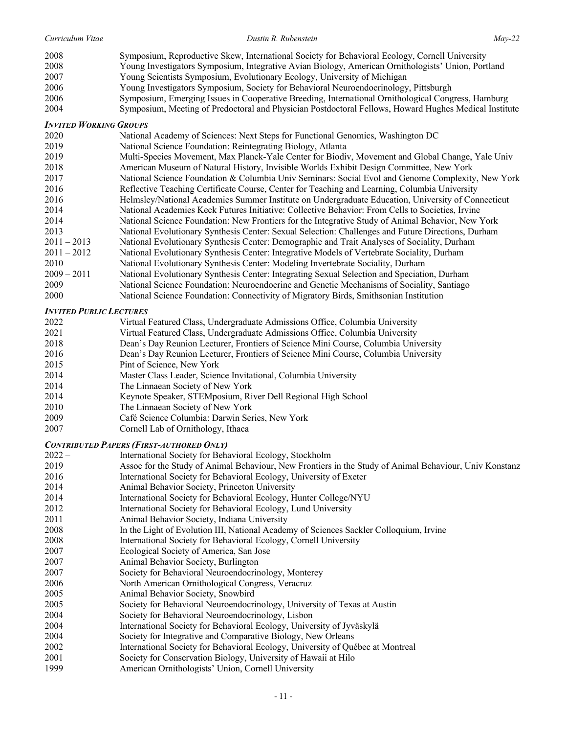2008 Symposium, Reproductive Skew, International Society for Behavioral Ecology, Cornell University
2008 Young Investigators Symposium, Integrative Avian Biology, American Ornithologists' Union, Portland
2007 Young Scientists Symposium, Evolutionary Ecology, University of Michigan
2006 Young Investigators Symposium, Society for Behavioral Neuroendocrinology, Pittsburgh
2006 Symposium, Emerging Issues in Cooperative Breeding, International Ornithological Congress, Hamburg
2004 Symposium, Meeting of Predoctoral and Physician Postdoctoral Fellows, Howard Hughes Medical Institute

***Invited Working Groups***

2020 National Academy of Sciences: Next Steps for Functional Genomics, Washington DC
2019 National Science Foundation: Reintegrating Biology, Atlanta
2019 Multi-Species Movement, Max Planck-Yale Center for Biodiv, Movement and Global Change, Yale Univ
2018 American Museum of Natural History, Invisible Worlds Exhibit Design Committee, New York
2017 National Science Foundation & Columbia Univ Seminars: Social Evol and Genome Complexity, New York
2016 Reflective Teaching Certificate Course, Center for Teaching and Learning, Columbia University
2016 Helmsley/National Academies Summer Institute on Undergraduate Education, University of Connecticut
2014 National Academies Keck Futures Initiative: Collective Behavior: From Cells to Societies, Irvine
2014 National Science Foundation: New Frontiers for the Integrative Study of Animal Behavior, New York
2013 National Evolutionary Synthesis Center: Sexual Selection: Challenges and Future Directions, Durham
2011 – 2013 National Evolutionary Synthesis Center: Demographic and Trait Analyses of Sociality, Durham
2011 – 2012 National Evolutionary Synthesis Center: Integrative Models of Vertebrate Sociality, Durham
2010 National Evolutionary Synthesis Center: Modeling Invertebrate Sociality, Durham
2009 – 2011 National Evolutionary Synthesis Center: Integrating Sexual Selection and Speciation, Durham
2009 National Science Foundation: Neuroendocrine and Genetic Mechanisms of Sociality, Santiago
2000 National Science Foundation: Connectivity of Migratory Birds, Smithsonian Institution

***Invited Public Lectures***

2022 Virtual Featured Class, Undergraduate Admissions Office, Columbia University
2021 Virtual Featured Class, Undergraduate Admissions Office, Columbia University
2018 Dean's Day Reunion Lecturer, Frontiers of Science Mini Course, Columbia University
2016 Dean's Day Reunion Lecturer, Frontiers of Science Mini Course, Columbia University
2015 Pint of Science, New York
2014 Master Class Leader, Science Invitational, Columbia University
2014 The Linnaean Society of New York
2014 Keynote Speaker, STEMposium, River Dell Regional High School
2010 The Linnaean Society of New York
2009 Café Science Columbia: Darwin Series, New York
2007 Cornell Lab of Ornithology, Ithaca

***Contributed Papers (First-authored Only)***

2022 – International Society for Behavioral Ecology, Stockholm
2019 Assoc for the Study of Animal Behaviour, New Frontiers in the Study of Animal Behaviour, Univ Konstanz
2016 International Society for Behavioral Ecology, University of Exeter
2014 Animal Behavior Society, Princeton University
2014 International Society for Behavioral Ecology, Hunter College/NYU
2012 International Society for Behavioral Ecology, Lund University
2011 Animal Behavior Society, Indiana University
2008 In the Light of Evolution III, National Academy of Sciences Sackler Colloquium, Irvine
2008 International Society for Behavioral Ecology, Cornell University
2007 Ecological Society of America, San Jose
2007 Animal Behavior Society, Burlington
2007 Society for Behavioral Neuroendocrinology, Monterey
2006 North American Ornithological Congress, Veracruz
2005 Animal Behavior Society, Snowbird
2005 Society for Behavioral Neuroendocrinology, University of Texas at Austin
2004 Society for Behavioral Neuroendocrinology, Lisbon
2004 International Society for Behavioral Ecology, University of Jyväskylä
2004 Society for Integrative and Comparative Biology, New Orleans
2002 International Society for Behavioral Ecology, University of Québec at Montreal
2001 Society for Conservation Biology, University of Hawaii at Hilo
1999 American Ornithologists' Union, Cornell University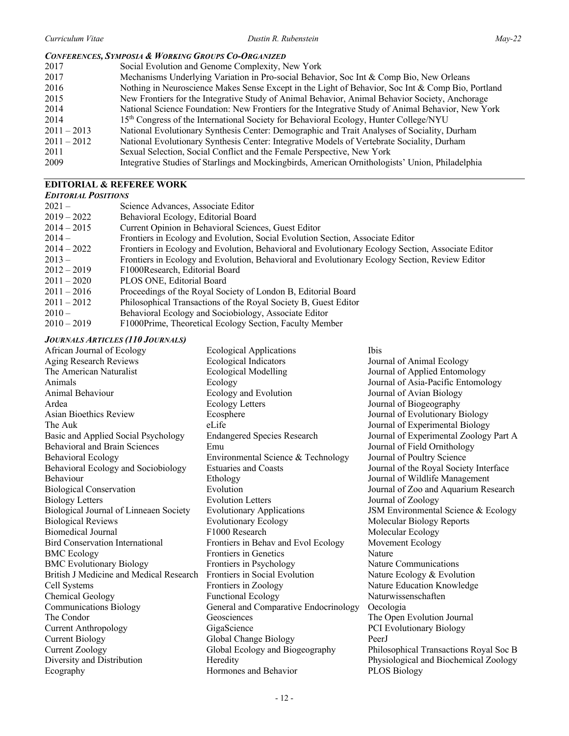### *Conferences, Symposia & Working Groups Co-Organized*

| | |
|---|---|
| 2017 | Social Evolution and Genome Complexity, New York |
| 2017 | Mechanisms Underlying Variation in Pro-social Behavior, Soc Int & Comp Bio, New Orleans |
| 2016 | Nothing in Neuroscience Makes Sense Except in the Light of Behavior, Soc Int & Comp Bio, Portland |
| 2015 | New Frontiers for the Integrative Study of Animal Behavior, Animal Behavior Society, Anchorage |
| 2014 | National Science Foundation: New Frontiers for the Integrative Study of Animal Behavior, New York |
| 2014 | 15th Congress of the International Society for Behavioral Ecology, Hunter College/NYU |
| 2011 – 2013 | National Evolutionary Synthesis Center: Demographic and Trait Analyses of Sociality, Durham |
| 2011 – 2012 | National Evolutionary Synthesis Center: Integrative Models of Vertebrate Sociality, Durham |
| 2011 | Sexual Selection, Social Conflict and the Female Perspective, New York |
| 2009 | Integrative Studies of Starlings and Mockingbirds, American Ornithologists' Union, Philadelphia |

## EDITORIAL & REFEREE WORK

### *Editorial Positions*

| | |
|---|---|
| 2021 – | Science Advances, Associate Editor |
| 2019 – 2022 | Behavioral Ecology, Editorial Board |
| 2014 – 2015 | Current Opinion in Behavioral Sciences, Guest Editor |
| 2014 – | Frontiers in Ecology and Evolution, Social Evolution Section, Associate Editor |
| 2014 – 2022 | Frontiers in Ecology and Evolution, Behavioral and Evolutionary Ecology Section, Associate Editor |
| 2013 – | Frontiers in Ecology and Evolution, Behavioral and Evolutionary Ecology Section, Review Editor |
| 2012 – 2019 | F1000Research, Editorial Board |
| 2011 – 2020 | PLOS ONE, Editorial Board |
| 2011 – 2016 | Proceedings of the Royal Society of London B, Editorial Board |
| 2011 – 2012 | Philosophical Transactions of the Royal Society B, Guest Editor |
| 2010 – | Behavioral Ecology and Sociobiology, Associate Editor |
| 2010 – 2019 | F1000Prime, Theoretical Ecology Section, Faculty Member |

### *Journals Articles (110 Journals)*

African Journal of Ecology
Aging Research Reviews
The American Naturalist
Animals
Animal Behaviour
Ardea
Asian Bioethics Review
The Auk
Basic and Applied Social Psychology
Behavioral and Brain Sciences
Behavioral Ecology
Behavioral Ecology and Sociobiology
Behaviour
Biological Conservation
Biology Letters
Biological Journal of Linneaen Society
Biological Reviews
Biomedical Journal
Bird Conservation International
BMC Ecology
BMC Evolutionary Biology
British J Medicine and Medical Research
Cell Systems
Chemical Geology
Communications Biology
The Condor
Current Anthropology
Current Biology
Current Zoology
Diversity and Distribution
Ecography
Ecological Applications
Ecological Indicators
Ecological Modelling
Ecology
Ecology and Evolution
Ecology Letters
Ecosphere
eLife
Endangered Species Research
Emu
Environmental Science & Technology
Estuaries and Coasts
Ethology
Evolution
Evolution Letters
Evolutionary Applications
Evolutionary Ecology
F1000 Research
Frontiers in Behav and Evol Ecology
Frontiers in Genetics
Frontiers in Psychology
Frontiers in Social Evolution
Frontiers in Zoology
Functional Ecology
General and Comparative Endocrinology
Geosciences
GigaScience
Global Change Biology
Global Ecology and Biogeography
Heredity
Hormones and Behavior
Ibis
Journal of Animal Ecology
Journal of Applied Entomology
Journal of Asia-Pacific Entomology
Journal of Avian Biology
Journal of Biogeography
Journal of Evolutionary Biology
Journal of Experimental Biology
Journal of Experimental Zoology Part A
Journal of Field Ornithology
Journal of Poultry Science
Journal of the Royal Society Interface
Journal of Wildlife Management
Journal of Zoo and Aquarium Research
Journal of Zoology
JSM Environmental Science & Ecology
Molecular Biology Reports
Molecular Ecology
Movement Ecology
Nature
Nature Communications
Nature Ecology & Evolution
Nature Education Knowledge
Naturwissenschaften
Oecologia
The Open Evolution Journal
PCI Evolutionary Biology
PeerJ
Philosophical Transactions Royal Soc B
Physiological and Biochemical Zoology
PLOS Biology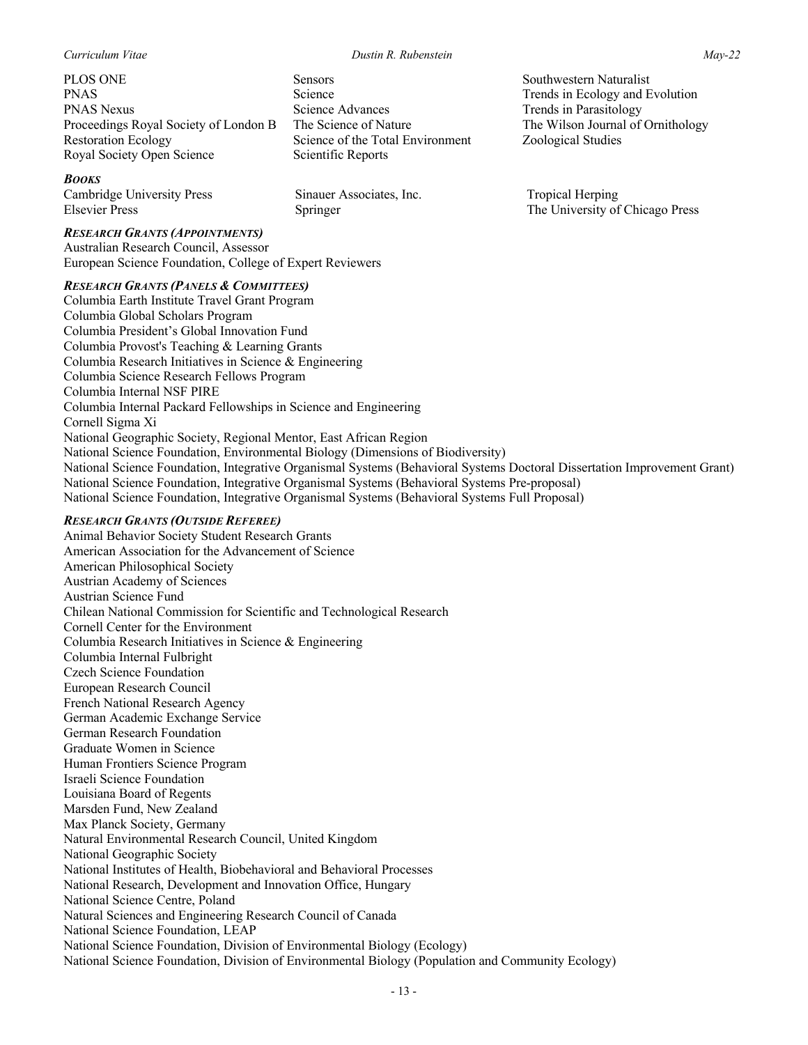PLOS ONE
PNAS
PNAS Nexus
Proceedings Royal Society of London B
Restoration Ecology
Royal Society Open Science
Sensors
Science
Science Advances
The Science of Nature
Science of the Total Environment
Scientific Reports
Southwestern Naturalist
Trends in Ecology and Evolution
Trends in Parasitology
The Wilson Journal of Ornithology
Zoological Studies

***BOOKS***

Cambridge University Press
Elsevier Press
Sinauer Associates, Inc.
Springer
Tropical Herping
The University of Chicago Press

***RESEARCH GRANTS (APPOINTMENTS)***

Australian Research Council, Assessor
European Science Foundation, College of Expert Reviewers

***RESEARCH GRANTS (PANELS & COMMITTEES)***

Columbia Earth Institute Travel Grant Program
Columbia Global Scholars Program
Columbia President's Global Innovation Fund
Columbia Provost's Teaching & Learning Grants
Columbia Research Initiatives in Science & Engineering
Columbia Science Research Fellows Program
Columbia Internal NSF PIRE
Columbia Internal Packard Fellowships in Science and Engineering
Cornell Sigma Xi
National Geographic Society, Regional Mentor, East African Region
National Science Foundation, Environmental Biology (Dimensions of Biodiversity)
National Science Foundation, Integrative Organismal Systems (Behavioral Systems Doctoral Dissertation Improvement Grant)
National Science Foundation, Integrative Organismal Systems (Behavioral Systems Pre-proposal)
National Science Foundation, Integrative Organismal Systems (Behavioral Systems Full Proposal)

***RESEARCH GRANTS (OUTSIDE REFEREE)***

Animal Behavior Society Student Research Grants
American Association for the Advancement of Science
American Philosophical Society
Austrian Academy of Sciences
Austrian Science Fund
Chilean National Commission for Scientific and Technological Research
Cornell Center for the Environment
Columbia Research Initiatives in Science & Engineering
Columbia Internal Fulbright
Czech Science Foundation
European Research Council
French National Research Agency
German Academic Exchange Service
German Research Foundation
Graduate Women in Science
Human Frontiers Science Program
Israeli Science Foundation
Louisiana Board of Regents
Marsden Fund, New Zealand
Max Planck Society, Germany
Natural Environmental Research Council, United Kingdom
National Geographic Society
National Institutes of Health, Biobehavioral and Behavioral Processes
National Research, Development and Innovation Office, Hungary
National Science Centre, Poland
Natural Sciences and Engineering Research Council of Canada
National Science Foundation, LEAP
National Science Foundation, Division of Environmental Biology (Ecology)
National Science Foundation, Division of Environmental Biology (Population and Community Ecology)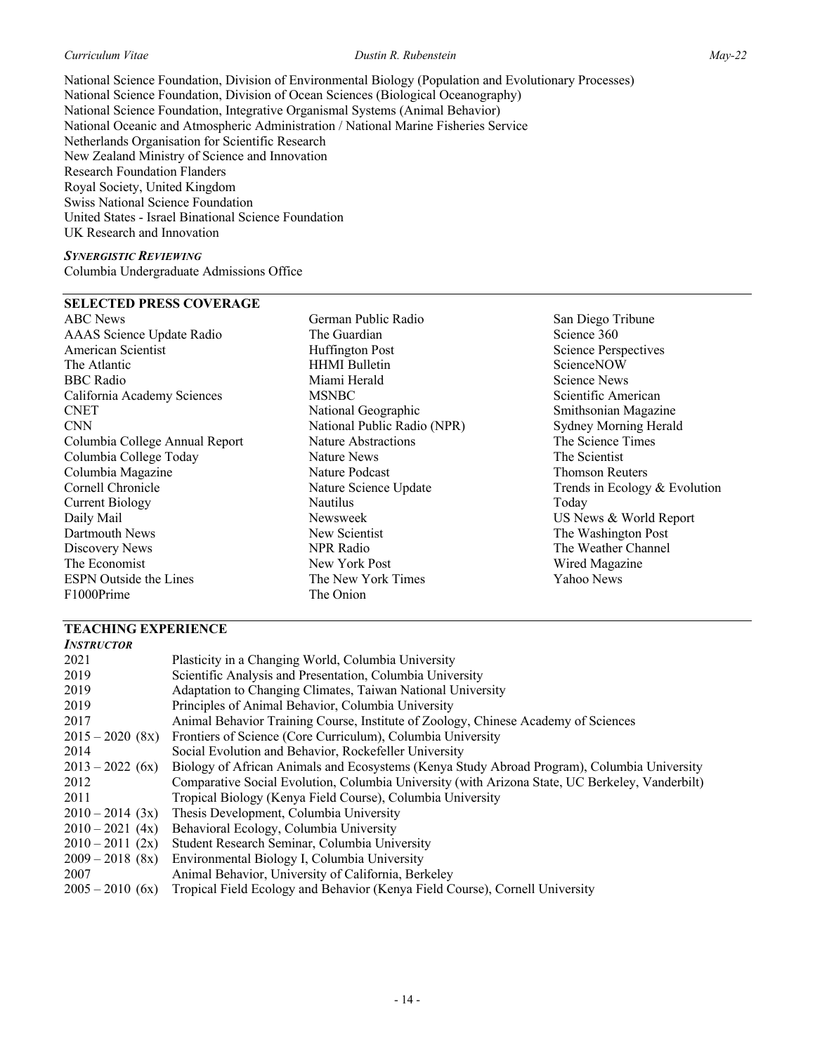National Science Foundation, Division of Environmental Biology (Population and Evolutionary Processes)
National Science Foundation, Division of Ocean Sciences (Biological Oceanography)
National Science Foundation, Integrative Organismal Systems (Animal Behavior)
National Oceanic and Atmospheric Administration / National Marine Fisheries Service
Netherlands Organisation for Scientific Research
New Zealand Ministry of Science and Innovation
Research Foundation Flanders
Royal Society, United Kingdom
Swiss National Science Foundation
United States - Israel Binational Science Foundation
UK Research and Innovation

***SYNERGISTIC REVIEWING***
Columbia Undergraduate Admissions Office

## SELECTED PRESS COVERAGE

ABC News
AAAS Science Update Radio
American Scientist
The Atlantic
BBC Radio
California Academy Sciences
CNET
CNN
Columbia College Annual Report
Columbia College Today
Columbia Magazine
Cornell Chronicle
Current Biology
Daily Mail
Dartmouth News
Discovery News
The Economist
ESPN Outside the Lines
F1000Prime
German Public Radio
The Guardian
Huffington Post
HHMI Bulletin
Miami Herald
MSNBC
National Geographic
National Public Radio (NPR)
Nature Abstractions
Nature News
Nature Podcast
Nature Science Update
Nautilus
Newsweek
New Scientist
NPR Radio
New York Post
The New York Times
The Onion
San Diego Tribune
Science 360
Science Perspectives
ScienceNOW
Science News
Scientific American
Smithsonian Magazine
Sydney Morning Herald
The Science Times
The Scientist
Thomson Reuters
Trends in Ecology & Evolution
Today
US News & World Report
The Washington Post
The Weather Channel
Wired Magazine
Yahoo News

## TEACHING EXPERIENCE

***INSTRUCTOR***

2021 Plasticity in a Changing World, Columbia University
2019 Scientific Analysis and Presentation, Columbia University
2019 Adaptation to Changing Climates, Taiwan National University
2019 Principles of Animal Behavior, Columbia University
2017 Animal Behavior Training Course, Institute of Zoology, Chinese Academy of Sciences
2015 – 2020 (8x) Frontiers of Science (Core Curriculum), Columbia University
2014 Social Evolution and Behavior, Rockefeller University
2013 – 2022 (6x) Biology of African Animals and Ecosystems (Kenya Study Abroad Program), Columbia University
2012 Comparative Social Evolution, Columbia University (with Arizona State, UC Berkeley, Vanderbilt)
2011 Tropical Biology (Kenya Field Course), Columbia University
2010 – 2014 (3x) Thesis Development, Columbia University
2010 – 2021 (4x) Behavioral Ecology, Columbia University
2010 – 2011 (2x) Student Research Seminar, Columbia University
2009 – 2018 (8x) Environmental Biology I, Columbia University
2007 Animal Behavior, University of California, Berkeley
2005 – 2010 (6x) Tropical Field Ecology and Behavior (Kenya Field Course), Cornell University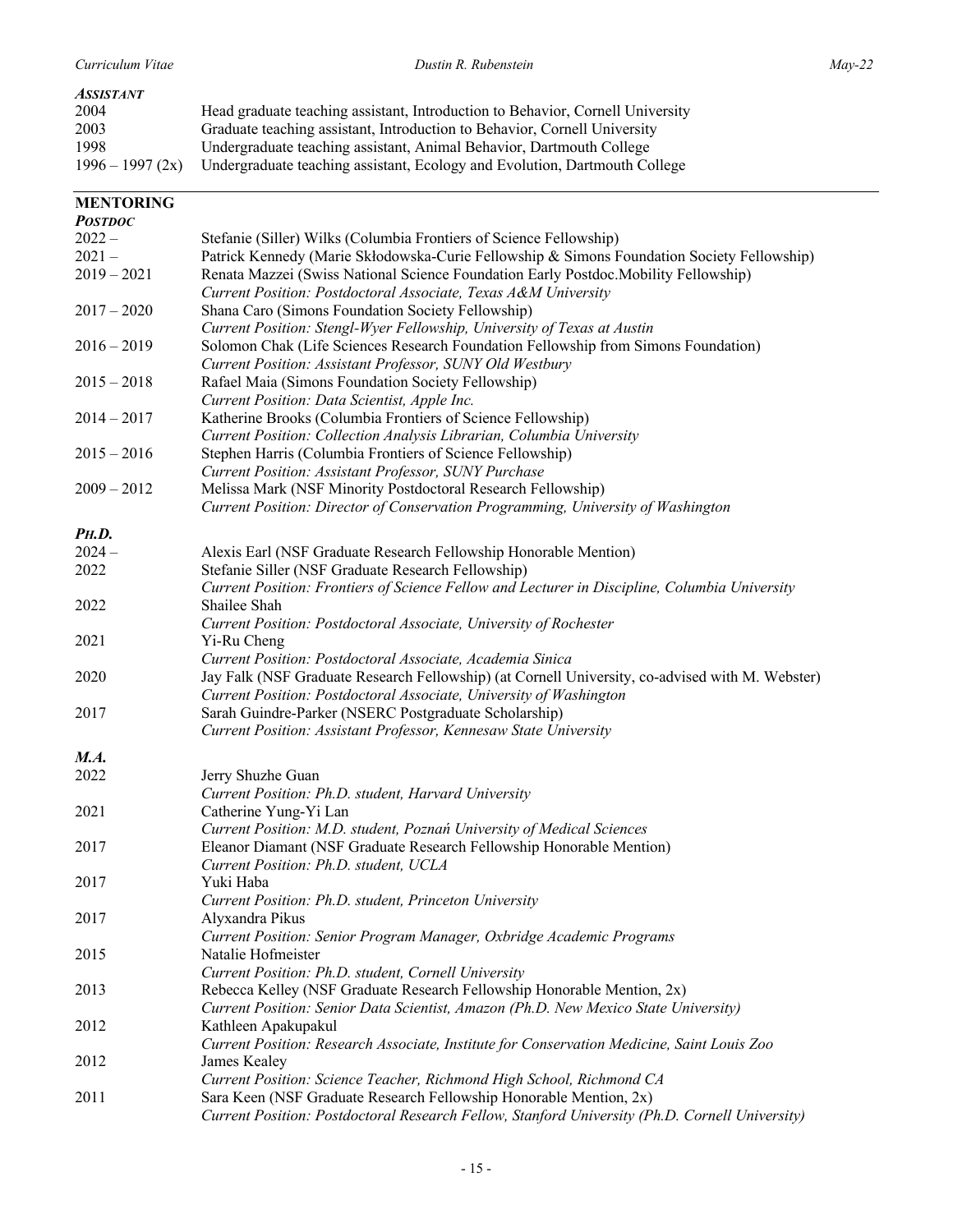### *ASSISTANT*

| | |
|---|---|
| 2004 | Head graduate teaching assistant, Introduction to Behavior, Cornell University |
| 2003 | Graduate teaching assistant, Introduction to Behavior, Cornell University |
| 1998 | Undergraduate teaching assistant, Animal Behavior, Dartmouth College |
| 1996 – 1997 (2x) | Undergraduate teaching assistant, Ecology and Evolution, Dartmouth College |

## MENTORING

### *POSTDOC*

| | |
|---|---|
| 2022 – | Stefanie (Siller) Wilks (Columbia Frontiers of Science Fellowship) |
| 2021 – | Patrick Kennedy (Marie Skłodowska-Curie Fellowship & Simons Foundation Society Fellowship) |
| 2019 – 2021 | Renata Mazzei (Swiss National Science Foundation Early Postdoc.Mobility Fellowship)<br>*Current Position: Postdoctoral Associate, Texas A&M University* |
| 2017 – 2020 | Shana Caro (Simons Foundation Society Fellowship)<br>*Current Position: Stengl-Wyer Fellowship, University of Texas at Austin* |
| 2016 – 2019 | Solomon Chak (Life Sciences Research Foundation Fellowship from Simons Foundation)<br>*Current Position: Assistant Professor, SUNY Old Westbury* |
| 2015 – 2018 | Rafael Maia (Simons Foundation Society Fellowship)<br>*Current Position: Data Scientist, Apple Inc.* |
| 2014 – 2017 | Katherine Brooks (Columbia Frontiers of Science Fellowship)<br>*Current Position: Collection Analysis Librarian, Columbia University* |
| 2015 – 2016 | Stephen Harris (Columbia Frontiers of Science Fellowship)<br>*Current Position: Assistant Professor, SUNY Purchase* |
| 2009 – 2012 | Melissa Mark (NSF Minority Postdoctoral Research Fellowship)<br>*Current Position: Director of Conservation Programming, University of Washington* |

### *PH.D.*

| | |
|---|---|
| 2024 – | Alexis Earl (NSF Graduate Research Fellowship Honorable Mention) |
| 2022 | Stefanie Siller (NSF Graduate Research Fellowship)<br>*Current Position: Frontiers of Science Fellow and Lecturer in Discipline, Columbia University* |
| 2022 | Shailee Shah<br>*Current Position: Postdoctoral Associate, University of Rochester* |
| 2021 | Yi-Ru Cheng<br>*Current Position: Postdoctoral Associate, Academia Sinica* |
| 2020 | Jay Falk (NSF Graduate Research Fellowship) (at Cornell University, co-advised with M. Webster)<br>*Current Position: Postdoctoral Associate, University of Washington* |
| 2017 | Sarah Guindre-Parker (NSERC Postgraduate Scholarship)<br>*Current Position: Assistant Professor, Kennesaw State University* |

### *M.A.*

| | |
|---|---|
| 2022 | Jerry Shuzhe Guan<br>*Current Position: Ph.D. student, Harvard University* |
| 2021 | Catherine Yung-Yi Lan<br>*Current Position: M.D. student, Poznań University of Medical Sciences* |
| 2017 | Eleanor Diamant (NSF Graduate Research Fellowship Honorable Mention)<br>*Current Position: Ph.D. student, UCLA* |
| 2017 | Yuki Haba<br>*Current Position: Ph.D. student, Princeton University* |
| 2017 | Alyxandra Pikus<br>*Current Position: Senior Program Manager, Oxbridge Academic Programs* |
| 2015 | Natalie Hofmeister<br>*Current Position: Ph.D. student, Cornell University* |
| 2013 | Rebecca Kelley (NSF Graduate Research Fellowship Honorable Mention, 2x)<br>*Current Position: Senior Data Scientist, Amazon (Ph.D. New Mexico State University)* |
| 2012 | Kathleen Apakupakul<br>*Current Position: Research Associate, Institute for Conservation Medicine, Saint Louis Zoo* |
| 2012 | James Kealey<br>*Current Position: Science Teacher, Richmond High School, Richmond CA* |
| 2011 | Sara Keen (NSF Graduate Research Fellowship Honorable Mention, 2x)<br>*Current Position: Postdoctoral Research Fellow, Stanford University (Ph.D. Cornell University)* |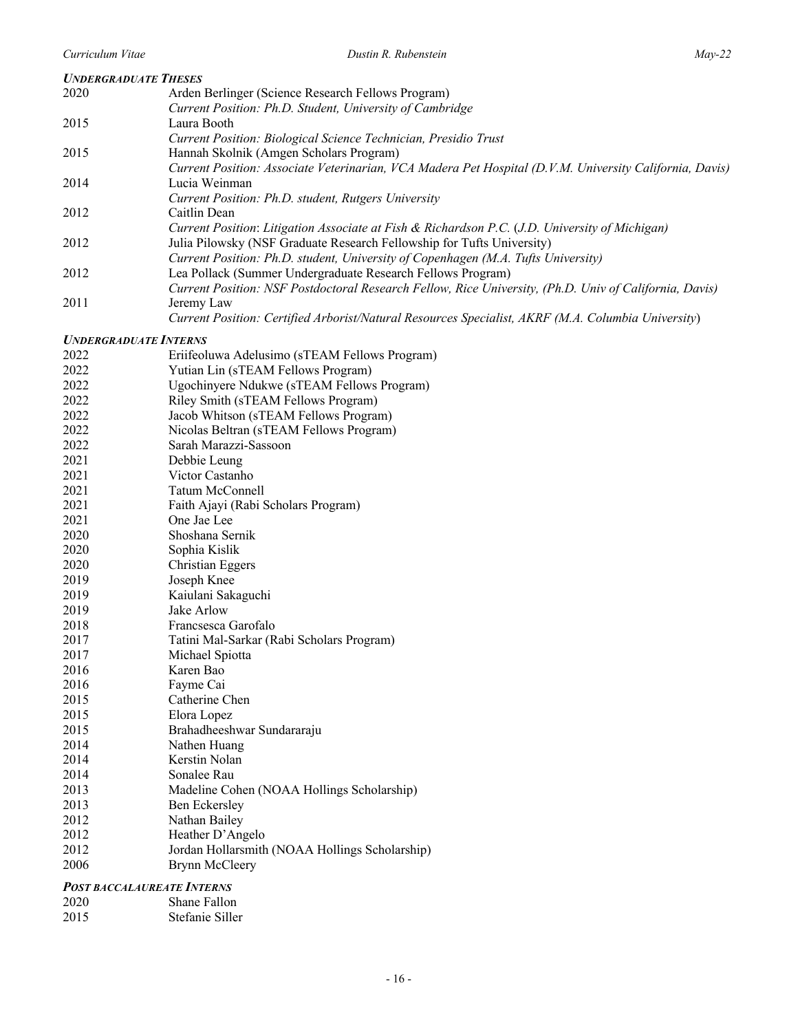### *UNDERGRADUATE THESES*

2020 Arden Berlinger (Science Research Fellows Program)
*Current Position: Ph.D. Student, University of Cambridge*

2015 Laura Booth
*Current Position: Biological Science Technician, Presidio Trust*

2015 Hannah Skolnik (Amgen Scholars Program)
*Current Position: Associate Veterinarian, VCA Madera Pet Hospital (D.V.M. University California, Davis)*

2014 Lucia Weinman
*Current Position: Ph.D. student, Rutgers University*

2012 Caitlin Dean
*Current Position: Litigation Associate at Fish & Richardson P.C. (J.D. University of Michigan)*

2012 Julia Pilowsky (NSF Graduate Research Fellowship for Tufts University)
*Current Position: Ph.D. student, University of Copenhagen (M.A. Tufts University)*

2012 Lea Pollack (Summer Undergraduate Research Fellows Program)
*Current Position: NSF Postdoctoral Research Fellow, Rice University, (Ph.D. Univ of California, Davis)*

2011 Jeremy Law
*Current Position: Certified Arborist/Natural Resources Specialist, AKRF (M.A. Columbia University)*

### *UNDERGRADUATE INTERNS*

2022 Eriifeoluwa Adelusimo (sTEAM Fellows Program)
2022 Yutian Lin (sTEAM Fellows Program)
2022 Ugochinyere Ndukwe (sTEAM Fellows Program)
2022 Riley Smith (sTEAM Fellows Program)
2022 Jacob Whitson (sTEAM Fellows Program)
2022 Nicolas Beltran (sTEAM Fellows Program)
2022 Sarah Marazzi-Sassoon
2021 Debbie Leung
2021 Victor Castanho
2021 Tatum McConnell
2021 Faith Ajayi (Rabi Scholars Program)
2021 One Jae Lee
2020 Shoshana Sernik
2020 Sophia Kislik
2020 Christian Eggers
2019 Joseph Knee
2019 Kaiulani Sakaguchi
2019 Jake Arlow
2018 Francsesca Garofalo
2017 Tatini Mal-Sarkar (Rabi Scholars Program)
2017 Michael Spiotta
2016 Karen Bao
2016 Fayme Cai
2015 Catherine Chen
2015 Elora Lopez
2015 Brahadheeshwar Sundararaju
2014 Nathen Huang
2014 Kerstin Nolan
2014 Sonalee Rau
2013 Madeline Cohen (NOAA Hollings Scholarship)
2013 Ben Eckersley
2012 Nathan Bailey
2012 Heather D'Angelo
2012 Jordan Hollarsmith (NOAA Hollings Scholarship)
2006 Brynn McCleery

### *POST BACCALAUREATE INTERNS*

2020 Shane Fallon
2015 Stefanie Siller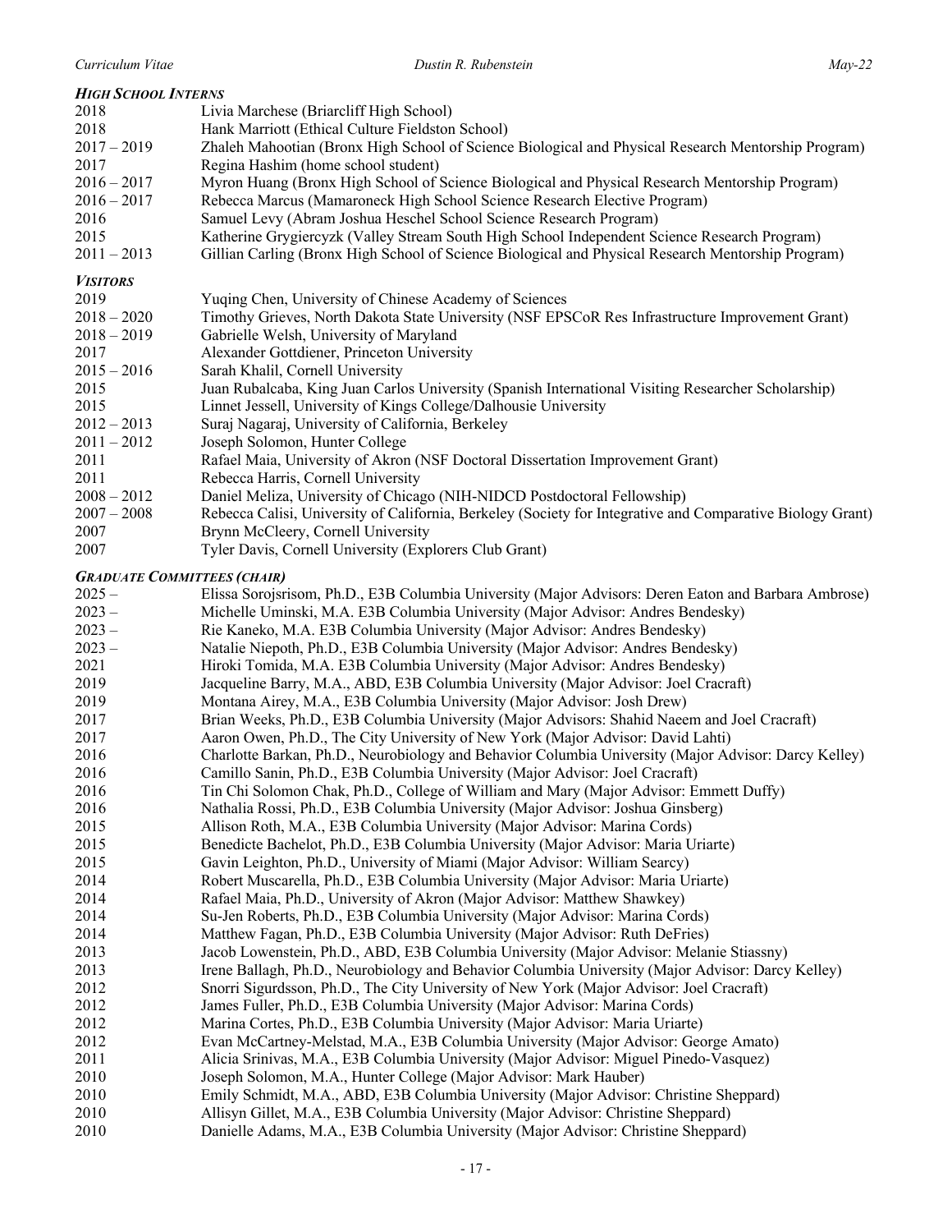### *HIGH SCHOOL INTERNS*

2018 Livia Marchese (Briarcliff High School)
2018 Hank Marriott (Ethical Culture Fieldston School)
2017 – 2019 Zhaleh Mahootian (Bronx High School of Science Biological and Physical Research Mentorship Program)
2017 Regina Hashim (home school student)
2016 – 2017 Myron Huang (Bronx High School of Science Biological and Physical Research Mentorship Program)
2016 – 2017 Rebecca Marcus (Mamaroneck High School Science Research Elective Program)
2016 Samuel Levy (Abram Joshua Heschel School Science Research Program)
2015 Katherine Grygiercyzk (Valley Stream South High School Independent Science Research Program)
2011 – 2013 Gillian Carling (Bronx High School of Science Biological and Physical Research Mentorship Program)

### *VISITORS*

2019 Yuqing Chen, University of Chinese Academy of Sciences
2018 – 2020 Timothy Grieves, North Dakota State University (NSF EPSCoR Res Infrastructure Improvement Grant)
2018 – 2019 Gabrielle Welsh, University of Maryland
2017 Alexander Gottdiener, Princeton University
2015 – 2016 Sarah Khalil, Cornell University
2015 Juan Rubalcaba, King Juan Carlos University (Spanish International Visiting Researcher Scholarship)
2015 Linnet Jessell, University of Kings College/Dalhousie University
2012 – 2013 Suraj Nagaraj, University of California, Berkeley
2011 – 2012 Joseph Solomon, Hunter College
2011 Rafael Maia, University of Akron (NSF Doctoral Dissertation Improvement Grant)
2011 Rebecca Harris, Cornell University
2008 – 2012 Daniel Meliza, University of Chicago (NIH-NIDCD Postdoctoral Fellowship)
2007 – 2008 Rebecca Calisi, University of California, Berkeley (Society for Integrative and Comparative Biology Grant)
2007 Brynn McCleery, Cornell University
2007 Tyler Davis, Cornell University (Explorers Club Grant)

### *GRADUATE COMMITTEES (CHAIR)*

2025 – Elissa Sorojsrisom, Ph.D., E3B Columbia University (Major Advisors: Deren Eaton and Barbara Ambrose)
2023 – Michelle Uminski, M.A. E3B Columbia University (Major Advisor: Andres Bendesky)
2023 – Rie Kaneko, M.A. E3B Columbia University (Major Advisor: Andres Bendesky)
2023 – Natalie Niepoth, Ph.D., E3B Columbia University (Major Advisor: Andres Bendesky)
2021 Hiroki Tomida, M.A. E3B Columbia University (Major Advisor: Andres Bendesky)
2019 Jacqueline Barry, M.A., ABD, E3B Columbia University (Major Advisor: Joel Cracraft)
2019 Montana Airey, M.A., E3B Columbia University (Major Advisor: Josh Drew)
2017 Brian Weeks, Ph.D., E3B Columbia University (Major Advisors: Shahid Naeem and Joel Cracraft)
2017 Aaron Owen, Ph.D., The City University of New York (Major Advisor: David Lahti)
2016 Charlotte Barkan, Ph.D., Neurobiology and Behavior Columbia University (Major Advisor: Darcy Kelley)
2016 Camillo Sanin, Ph.D., E3B Columbia University (Major Advisor: Joel Cracraft)
2016 Tin Chi Solomon Chak, Ph.D., College of William and Mary (Major Advisor: Emmett Duffy)
2016 Nathalia Rossi, Ph.D., E3B Columbia University (Major Advisor: Joshua Ginsberg)
2015 Allison Roth, M.A., E3B Columbia University (Major Advisor: Marina Cords)
2015 Benedicte Bachelot, Ph.D., E3B Columbia University (Major Advisor: Maria Uriarte)
2015 Gavin Leighton, Ph.D., University of Miami (Major Advisor: William Searcy)
2014 Robert Muscarella, Ph.D., E3B Columbia University (Major Advisor: Maria Uriarte)
2014 Rafael Maia, Ph.D., University of Akron (Major Advisor: Matthew Shawkey)
2014 Su-Jen Roberts, Ph.D., E3B Columbia University (Major Advisor: Marina Cords)
2014 Matthew Fagan, Ph.D., E3B Columbia University (Major Advisor: Ruth DeFries)
2013 Jacob Lowenstein, Ph.D., ABD, E3B Columbia University (Major Advisor: Melanie Stiassny)
2013 Irene Ballagh, Ph.D., Neurobiology and Behavior Columbia University (Major Advisor: Darcy Kelley)
2012 Snorri Sigurdsson, Ph.D., The City University of New York (Major Advisor: Joel Cracraft)
2012 James Fuller, Ph.D., E3B Columbia University (Major Advisor: Marina Cords)
2012 Marina Cortes, Ph.D., E3B Columbia University (Major Advisor: Maria Uriarte)
2012 Evan McCartney-Melstad, M.A., E3B Columbia University (Major Advisor: George Amato)
2011 Alicia Srinivas, M.A., E3B Columbia University (Major Advisor: Miguel Pinedo-Vasquez)
2010 Joseph Solomon, M.A., Hunter College (Major Advisor: Mark Hauber)
2010 Emily Schmidt, M.A., ABD, E3B Columbia University (Major Advisor: Christine Sheppard)
2010 Allisyn Gillet, M.A., E3B Columbia University (Major Advisor: Christine Sheppard)
2010 Danielle Adams, M.A., E3B Columbia University (Major Advisor: Christine Sheppard)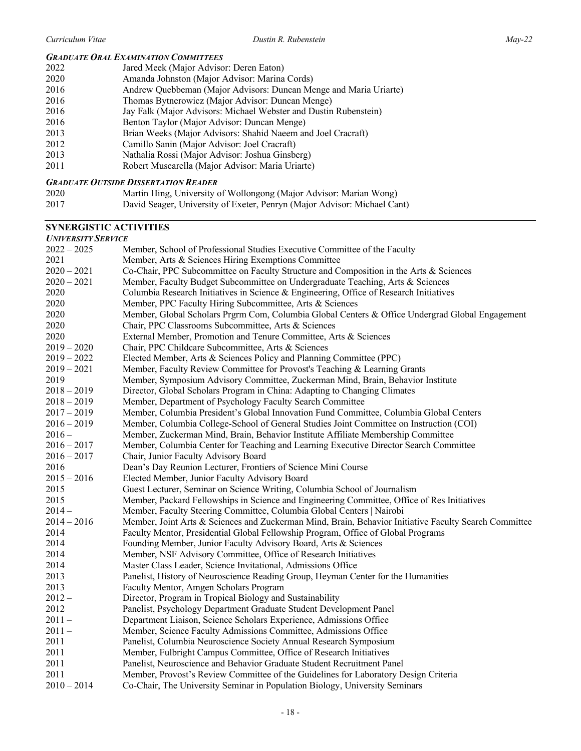### *GRADUATE ORAL EXAMINATION COMMITTEES*

| | |
|---|---|
| 2022 | Jared Meek (Major Advisor: Deren Eaton) |
| 2020 | Amanda Johnston (Major Advisor: Marina Cords) |
| 2016 | Andrew Quebbeman (Major Advisors: Duncan Menge and Maria Uriarte) |
| 2016 | Thomas Bytnerowicz (Major Advisor: Duncan Menge) |
| 2016 | Jay Falk (Major Advisors: Michael Webster and Dustin Rubenstein) |
| 2016 | Benton Taylor (Major Advisor: Duncan Menge) |
| 2013 | Brian Weeks (Major Advisors: Shahid Naeem and Joel Cracraft) |
| 2012 | Camillo Sanin (Major Advisor: Joel Cracraft) |
| 2013 | Nathalia Rossi (Major Advisor: Joshua Ginsberg) |
| 2011 | Robert Muscarella (Major Advisor: Maria Uriarte) |

### *GRADUATE OUTSIDE DISSERTATION READER*

| | |
|---|---|
| 2020 | Martin Hing, University of Wollongong (Major Advisor: Marian Wong) |
| 2017 | David Seager, University of Exeter, Penryn (Major Advisor: Michael Cant) |

## SYNERGISTIC ACTIVITIES

### *UNIVERSITY SERVICE*

| | |
|---|---|
| 2022 – 2025 | Member, School of Professional Studies Executive Committee of the Faculty |
| 2021 | Member, Arts & Sciences Hiring Exemptions Committee |
| 2020 – 2021 | Co-Chair, PPC Subcommittee on Faculty Structure and Composition in the Arts & Sciences |
| 2020 – 2021 | Member, Faculty Budget Subcommittee on Undergraduate Teaching, Arts & Sciences |
| 2020 | Columbia Research Initiatives in Science & Engineering, Office of Research Initiatives |
| 2020 | Member, PPC Faculty Hiring Subcommittee, Arts & Sciences |
| 2020 | Member, Global Scholars Prgrm Com, Columbia Global Centers & Office Undergrad Global Engagement |
| 2020 | Chair, PPC Classrooms Subcommittee, Arts & Sciences |
| 2020 | External Member, Promotion and Tenure Committee, Arts & Sciences |
| 2019 – 2020 | Chair, PPC Childcare Subcommittee, Arts & Sciences |
| 2019 – 2022 | Elected Member, Arts & Sciences Policy and Planning Committee (PPC) |
| 2019 – 2021 | Member, Faculty Review Committee for Provost's Teaching & Learning Grants |
| 2019 | Member, Symposium Advisory Committee, Zuckerman Mind, Brain, Behavior Institute |
| 2018 – 2019 | Director, Global Scholars Program in China: Adapting to Changing Climates |
| 2018 – 2019 | Member, Department of Psychology Faculty Search Committee |
| 2017 – 2019 | Member, Columbia President's Global Innovation Fund Committee, Columbia Global Centers |
| 2016 – 2019 | Member, Columbia College-School of General Studies Joint Committee on Instruction (COI) |
| 2016 – | Member, Zuckerman Mind, Brain, Behavior Institute Affiliate Membership Committee |
| 2016 – 2017 | Member, Columbia Center for Teaching and Learning Executive Director Search Committee |
| 2016 – 2017 | Chair, Junior Faculty Advisory Board |
| 2016 | Dean's Day Reunion Lecturer, Frontiers of Science Mini Course |
| 2015 – 2016 | Elected Member, Junior Faculty Advisory Board |
| 2015 | Guest Lecturer, Seminar on Science Writing, Columbia School of Journalism |
| 2015 | Member, Packard Fellowships in Science and Engineering Committee, Office of Res Initiatives |
| 2014 – | Member, Faculty Steering Committee, Columbia Global Centers \| Nairobi |
| 2014 – 2016 | Member, Joint Arts & Sciences and Zuckerman Mind, Brain, Behavior Initiative Faculty Search Committee |
| 2014 | Faculty Mentor, Presidential Global Fellowship Program, Office of Global Programs |
| 2014 | Founding Member, Junior Faculty Advisory Board, Arts & Sciences |
| 2014 | Member, NSF Advisory Committee, Office of Research Initiatives |
| 2014 | Master Class Leader, Science Invitational, Admissions Office |
| 2013 | Panelist, History of Neuroscience Reading Group, Heyman Center for the Humanities |
| 2013 | Faculty Mentor, Amgen Scholars Program |
| 2012 – | Director, Program in Tropical Biology and Sustainability |
| 2012 | Panelist, Psychology Department Graduate Student Development Panel |
| 2011 – | Department Liaison, Science Scholars Experience, Admissions Office |
| 2011 – | Member, Science Faculty Admissions Committee, Admissions Office |
| 2011 | Panelist, Columbia Neuroscience Society Annual Research Symposium |
| 2011 | Member, Fulbright Campus Committee, Office of Research Initiatives |
| 2011 | Panelist, Neuroscience and Behavior Graduate Student Recruitment Panel |
| 2011 | Member, Provost's Review Committee of the Guidelines for Laboratory Design Criteria |
| 2010 – 2014 | Co-Chair, The University Seminar in Population Biology, University Seminars |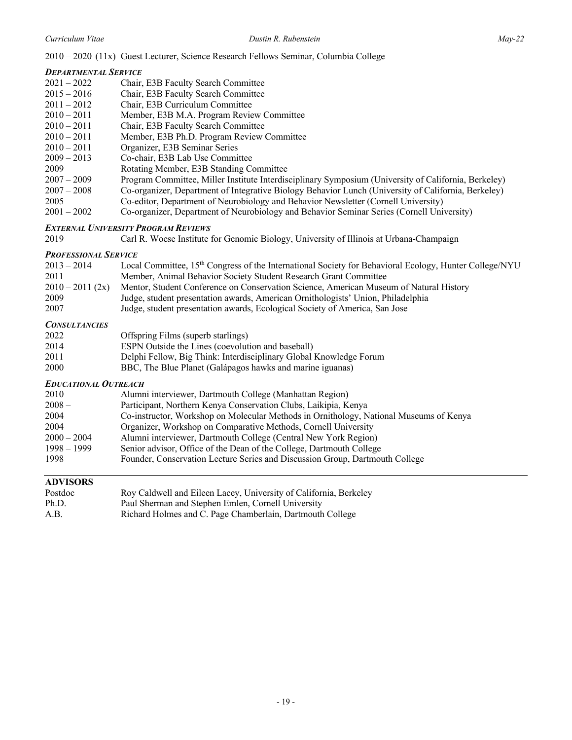2010 – 2020 (11x) Guest Lecturer, Science Research Fellows Seminar, Columbia College

***Departmental Service***

| | |
|---|---|
| 2021 – 2022 | Chair, E3B Faculty Search Committee |
| 2015 – 2016 | Chair, E3B Faculty Search Committee |
| 2011 – 2012 | Chair, E3B Curriculum Committee |
| 2010 – 2011 | Member, E3B M.A. Program Review Committee |
| 2010 – 2011 | Chair, E3B Faculty Search Committee |
| 2010 – 2011 | Member, E3B Ph.D. Program Review Committee |
| 2010 – 2011 | Organizer, E3B Seminar Series |
| 2009 – 2013 | Co-chair, E3B Lab Use Committee |
| 2009 | Rotating Member, E3B Standing Committee |
| 2007 – 2009 | Program Committee, Miller Institute Interdisciplinary Symposium (University of California, Berkeley) |
| 2007 – 2008 | Co-organizer, Department of Integrative Biology Behavior Lunch (University of California, Berkeley) |
| 2005 | Co-editor, Department of Neurobiology and Behavior Newsletter (Cornell University) |
| 2001 – 2002 | Co-organizer, Department of Neurobiology and Behavior Seminar Series (Cornell University) |

***External University Program Reviews***

| | |
|---|---|
| 2019 | Carl R. Woese Institute for Genomic Biology, University of Illinois at Urbana-Champaign |

***Professional Service***

| | |
|---|---|
| 2013 – 2014 | Local Committee, 15th Congress of the International Society for Behavioral Ecology, Hunter College/NYU |
| 2011 | Member, Animal Behavior Society Student Research Grant Committee |
| 2010 – 2011 (2x) | Mentor, Student Conference on Conservation Science, American Museum of Natural History |
| 2009 | Judge, student presentation awards, American Ornithologists' Union, Philadelphia |
| 2007 | Judge, student presentation awards, Ecological Society of America, San Jose |

***Consultancies***

| | |
|---|---|
| 2022 | Offspring Films (superb starlings) |
| 2014 | ESPN Outside the Lines (coevolution and baseball) |
| 2011 | Delphi Fellow, Big Think: Interdisciplinary Global Knowledge Forum |
| 2000 | BBC, The Blue Planet (Galápagos hawks and marine iguanas) |

***Educational Outreach***

| | |
|---|---|
| 2010 | Alumni interviewer, Dartmouth College (Manhattan Region) |
| 2008 – | Participant, Northern Kenya Conservation Clubs, Laikipia, Kenya |
| 2004 | Co-instructor, Workshop on Molecular Methods in Ornithology, National Museums of Kenya |
| 2004 | Organizer, Workshop on Comparative Methods, Cornell University |
| 2000 – 2004 | Alumni interviewer, Dartmouth College (Central New York Region) |
| 1998 – 1999 | Senior advisor, Office of the Dean of the College, Dartmouth College |
| 1998 | Founder, Conservation Lecture Series and Discussion Group, Dartmouth College |

## ADVISORS

| | |
|---|---|
| Postdoc | Roy Caldwell and Eileen Lacey, University of California, Berkeley |
| Ph.D. | Paul Sherman and Stephen Emlen, Cornell University |
| A.B. | Richard Holmes and C. Page Chamberlain, Dartmouth College |